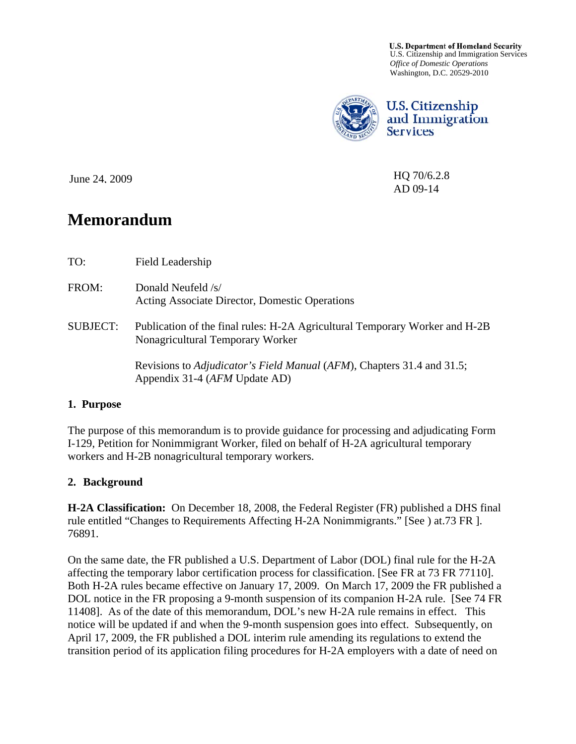**U.S. Department of Homeland Security**
U.S. Citizenship and Immigration Services
*Office of Domestic Operations*
Washington, D.C. 20529-2010

**U.S. Citizenship and Immigration Services**

June 24, 2009

HQ 70/6.2.8
AD 09-14

# Memorandum

TO: Field Leadership

FROM: Donald Neufeld /s/
Acting Associate Director, Domestic Operations

SUBJECT: Publication of the final rules: H-2A Agricultural Temporary Worker and H-2B Nonagricultural Temporary Worker

Revisions to *Adjudicator's Field Manual* (*AFM*), Chapters 31.4 and 31.5; Appendix 31-4 (*AFM* Update AD)

## 1. Purpose

The purpose of this memorandum is to provide guidance for processing and adjudicating Form I-129, Petition for Nonimmigrant Worker, filed on behalf of H-2A agricultural temporary workers and H-2B nonagricultural temporary workers.

## 2. Background

**H-2A Classification:** On December 18, 2008, the Federal Register (FR) published a DHS final rule entitled "Changes to Requirements Affecting H-2A Nonimmigrants." [See ) at.73 FR ]. 76891.

On the same date, the FR published a U.S. Department of Labor (DOL) final rule for the H-2A affecting the temporary labor certification process for classification. [See FR at 73 FR 77110]. Both H-2A rules became effective on January 17, 2009. On March 17, 2009 the FR published a DOL notice in the FR proposing a 9-month suspension of its companion H-2A rule. [See 74 FR 11408]. As of the date of this memorandum, DOL's new H-2A rule remains in effect. This notice will be updated if and when the 9-month suspension goes into effect. Subsequently, on April 17, 2009, the FR published a DOL interim rule amending its regulations to extend the transition period of its application filing procedures for H-2A employers with a date of need on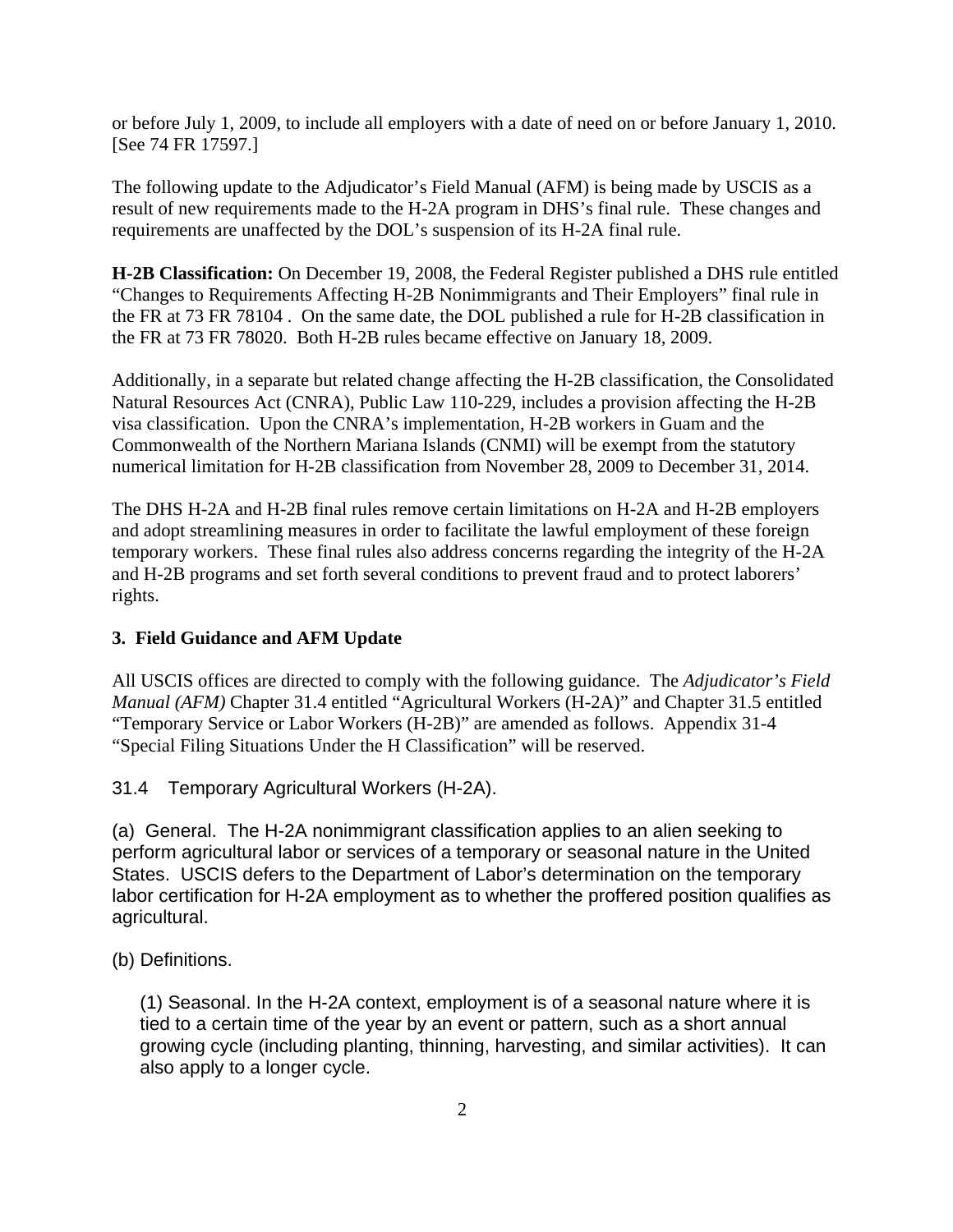or before July 1, 2009, to include all employers with a date of need on or before January 1, 2010. [See 74 FR 17597.]

The following update to the Adjudicator's Field Manual (AFM) is being made by USCIS as a result of new requirements made to the H-2A program in DHS's final rule. These changes and requirements are unaffected by the DOL's suspension of its H-2A final rule.

**H-2B Classification:** On December 19, 2008, the Federal Register published a DHS rule entitled "Changes to Requirements Affecting H-2B Nonimmigrants and Their Employers" final rule in the FR at 73 FR 78104 . On the same date, the DOL published a rule for H-2B classification in the FR at 73 FR 78020. Both H-2B rules became effective on January 18, 2009.

Additionally, in a separate but related change affecting the H-2B classification, the Consolidated Natural Resources Act (CNRA), Public Law 110-229, includes a provision affecting the H-2B visa classification. Upon the CNRA's implementation, H-2B workers in Guam and the Commonwealth of the Northern Mariana Islands (CNMI) will be exempt from the statutory numerical limitation for H-2B classification from November 28, 2009 to December 31, 2014.

The DHS H-2A and H-2B final rules remove certain limitations on H-2A and H-2B employers and adopt streamlining measures in order to facilitate the lawful employment of these foreign temporary workers. These final rules also address concerns regarding the integrity of the H-2A and H-2B programs and set forth several conditions to prevent fraud and to protect laborers' rights.

**3. Field Guidance and AFM Update**

All USCIS offices are directed to comply with the following guidance. The *Adjudicator's Field Manual (AFM)* Chapter 31.4 entitled "Agricultural Workers (H-2A)" and Chapter 31.5 entitled "Temporary Service or Labor Workers (H-2B)" are amended as follows. Appendix 31-4 "Special Filing Situations Under the H Classification" will be reserved.

31.4 Temporary Agricultural Workers (H-2A).

(a) General. The H-2A nonimmigrant classification applies to an alien seeking to perform agricultural labor or services of a temporary or seasonal nature in the United States. USCIS defers to the Department of Labor's determination on the temporary labor certification for H-2A employment as to whether the proffered position qualifies as agricultural.

(b) Definitions.

(1) Seasonal. In the H-2A context, employment is of a seasonal nature where it is tied to a certain time of the year by an event or pattern, such as a short annual growing cycle (including planting, thinning, harvesting, and similar activities). It can also apply to a longer cycle.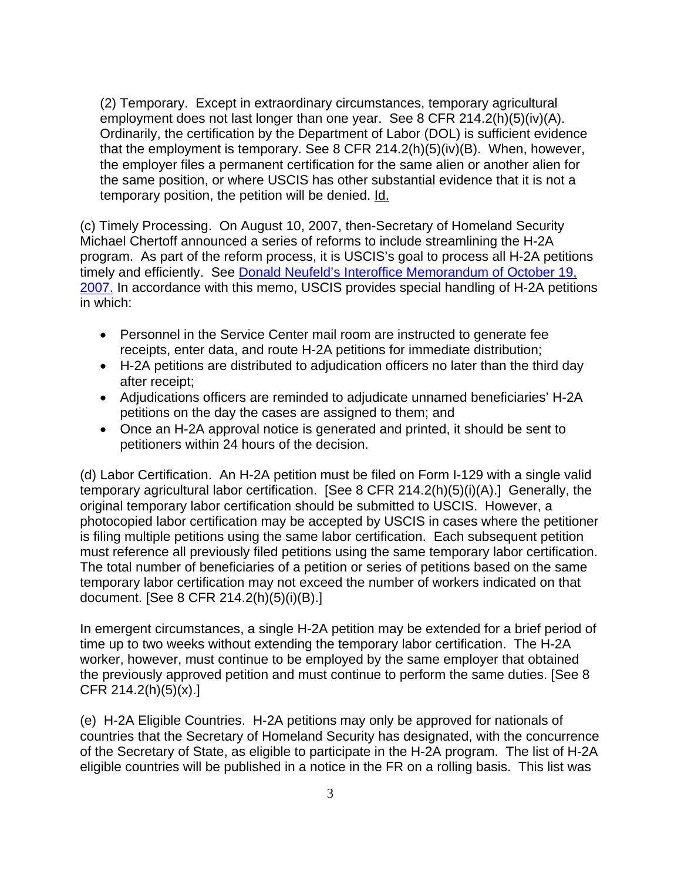(2) Temporary. Except in extraordinary circumstances, temporary agricultural employment does not last longer than one year. See 8 CFR 214.2(h)(5)(iv)(A). Ordinarily, the certification by the Department of Labor (DOL) is sufficient evidence that the employment is temporary. See 8 CFR 214.2(h)(5)(iv)(B). When, however, the employer files a permanent certification for the same alien or another alien for the same position, or where USCIS has other substantial evidence that it is not a temporary position, the petition will be denied. Id.

(c) Timely Processing. On August 10, 2007, then-Secretary of Homeland Security Michael Chertoff announced a series of reforms to include streamlining the H-2A program. As part of the reform process, it is USCIS's goal to process all H-2A petitions timely and efficiently. See Donald Neufeld's Interoffice Memorandum of October 19, 2007. In accordance with this memo, USCIS provides special handling of H-2A petitions in which:

- Personnel in the Service Center mail room are instructed to generate fee receipts, enter data, and route H-2A petitions for immediate distribution;
- H-2A petitions are distributed to adjudication officers no later than the third day after receipt;
- Adjudications officers are reminded to adjudicate unnamed beneficiaries' H-2A petitions on the day the cases are assigned to them; and
- Once an H-2A approval notice is generated and printed, it should be sent to petitioners within 24 hours of the decision.

(d) Labor Certification. An H-2A petition must be filed on Form I-129 with a single valid temporary agricultural labor certification. [See 8 CFR 214.2(h)(5)(i)(A).] Generally, the original temporary labor certification should be submitted to USCIS. However, a photocopied labor certification may be accepted by USCIS in cases where the petitioner is filing multiple petitions using the same labor certification. Each subsequent petition must reference all previously filed petitions using the same temporary labor certification. The total number of beneficiaries of a petition or series of petitions based on the same temporary labor certification may not exceed the number of workers indicated on that document. [See 8 CFR 214.2(h)(5)(i)(B).]

In emergent circumstances, a single H-2A petition may be extended for a brief period of time up to two weeks without extending the temporary labor certification. The H-2A worker, however, must continue to be employed by the same employer that obtained the previously approved petition and must continue to perform the same duties. [See 8 CFR 214.2(h)(5)(x).]

(e) H-2A Eligible Countries. H-2A petitions may only be approved for nationals of countries that the Secretary of Homeland Security has designated, with the concurrence of the Secretary of State, as eligible to participate in the H-2A program. The list of H-2A eligible countries will be published in a notice in the FR on a rolling basis. This list was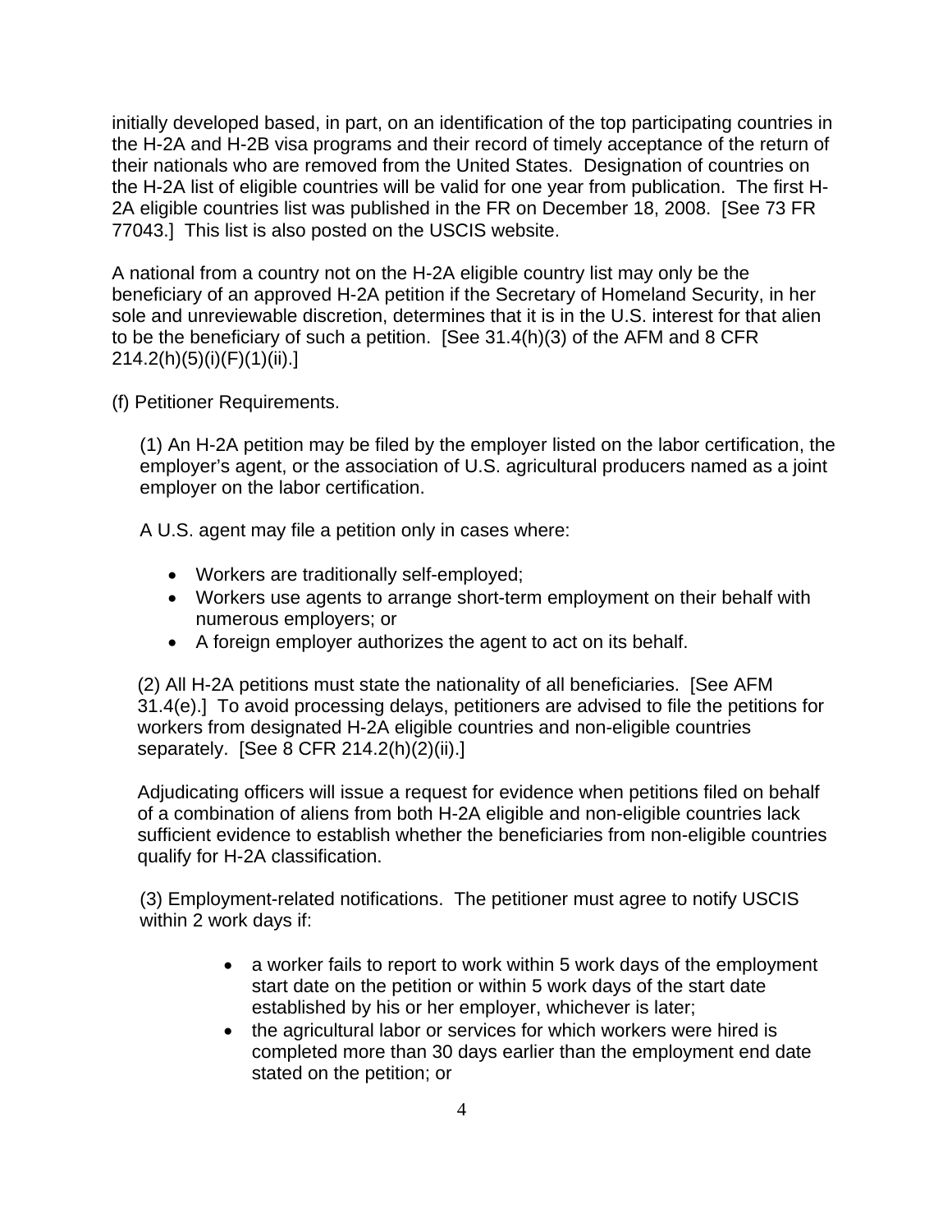initially developed based, in part, on an identification of the top participating countries in the H-2A and H-2B visa programs and their record of timely acceptance of the return of their nationals who are removed from the United States. Designation of countries on the H-2A list of eligible countries will be valid for one year from publication. The first H-2A eligible countries list was published in the FR on December 18, 2008. [See 73 FR 77043.] This list is also posted on the USCIS website.

A national from a country not on the H-2A eligible country list may only be the beneficiary of an approved H-2A petition if the Secretary of Homeland Security, in her sole and unreviewable discretion, determines that it is in the U.S. interest for that alien to be the beneficiary of such a petition. [See 31.4(h)(3) of the AFM and 8 CFR 214.2(h)(5)(i)(F)(1)(ii).]

(f) Petitioner Requirements.

(1) An H-2A petition may be filed by the employer listed on the labor certification, the employer's agent, or the association of U.S. agricultural producers named as a joint employer on the labor certification.

A U.S. agent may file a petition only in cases where:

- Workers are traditionally self-employed;
- Workers use agents to arrange short-term employment on their behalf with numerous employers; or
- A foreign employer authorizes the agent to act on its behalf.

(2) All H-2A petitions must state the nationality of all beneficiaries. [See AFM 31.4(e).] To avoid processing delays, petitioners are advised to file the petitions for workers from designated H-2A eligible countries and non-eligible countries separately. [See 8 CFR 214.2(h)(2)(ii).]

Adjudicating officers will issue a request for evidence when petitions filed on behalf of a combination of aliens from both H-2A eligible and non-eligible countries lack sufficient evidence to establish whether the beneficiaries from non-eligible countries qualify for H-2A classification.

(3) Employment-related notifications. The petitioner must agree to notify USCIS within 2 work days if:

- a worker fails to report to work within 5 work days of the employment start date on the petition or within 5 work days of the start date established by his or her employer, whichever is later;
- the agricultural labor or services for which workers were hired is completed more than 30 days earlier than the employment end date stated on the petition; or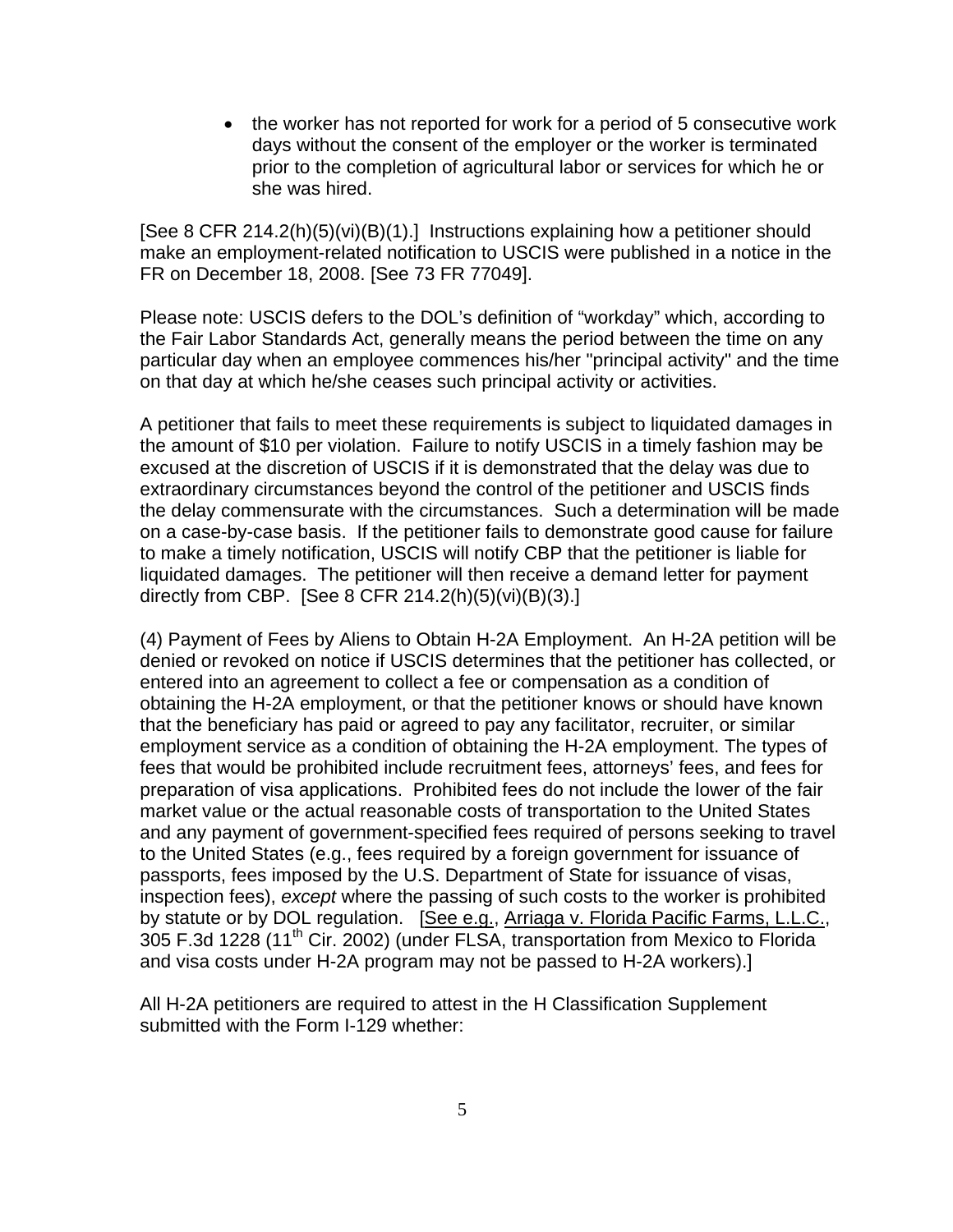- the worker has not reported for work for a period of 5 consecutive work days without the consent of the employer or the worker is terminated prior to the completion of agricultural labor or services for which he or she was hired.

[See 8 CFR 214.2(h)(5)(vi)(B)(1).] Instructions explaining how a petitioner should make an employment-related notification to USCIS were published in a notice in the FR on December 18, 2008. [See 73 FR 77049].

Please note: USCIS defers to the DOL's definition of "workday" which, according to the Fair Labor Standards Act, generally means the period between the time on any particular day when an employee commences his/her "principal activity" and the time on that day at which he/she ceases such principal activity or activities.

A petitioner that fails to meet these requirements is subject to liquidated damages in the amount of $10 per violation. Failure to notify USCIS in a timely fashion may be excused at the discretion of USCIS if it is demonstrated that the delay was due to extraordinary circumstances beyond the control of the petitioner and USCIS finds the delay commensurate with the circumstances. Such a determination will be made on a case-by-case basis. If the petitioner fails to demonstrate good cause for failure to make a timely notification, USCIS will notify CBP that the petitioner is liable for liquidated damages. The petitioner will then receive a demand letter for payment directly from CBP. [See 8 CFR 214.2(h)(5)(vi)(B)(3).]

(4) Payment of Fees by Aliens to Obtain H-2A Employment. An H-2A petition will be denied or revoked on notice if USCIS determines that the petitioner has collected, or entered into an agreement to collect a fee or compensation as a condition of obtaining the H-2A employment, or that the petitioner knows or should have known that the beneficiary has paid or agreed to pay any facilitator, recruiter, or similar employment service as a condition of obtaining the H-2A employment. The types of fees that would be prohibited include recruitment fees, attorneys' fees, and fees for preparation of visa applications. Prohibited fees do not include the lower of the fair market value or the actual reasonable costs of transportation to the United States and any payment of government-specified fees required of persons seeking to travel to the United States (e.g., fees required by a foreign government for issuance of passports, fees imposed by the U.S. Department of State for issuance of visas, inspection fees), *except* where the passing of such costs to the worker is prohibited by statute or by DOL regulation. [See e.g., Arriaga v. Florida Pacific Farms, L.L.C., 305 F.3d 1228 (11th Cir. 2002) (under FLSA, transportation from Mexico to Florida and visa costs under H-2A program may not be passed to H-2A workers).]

All H-2A petitioners are required to attest in the H Classification Supplement submitted with the Form I-129 whether: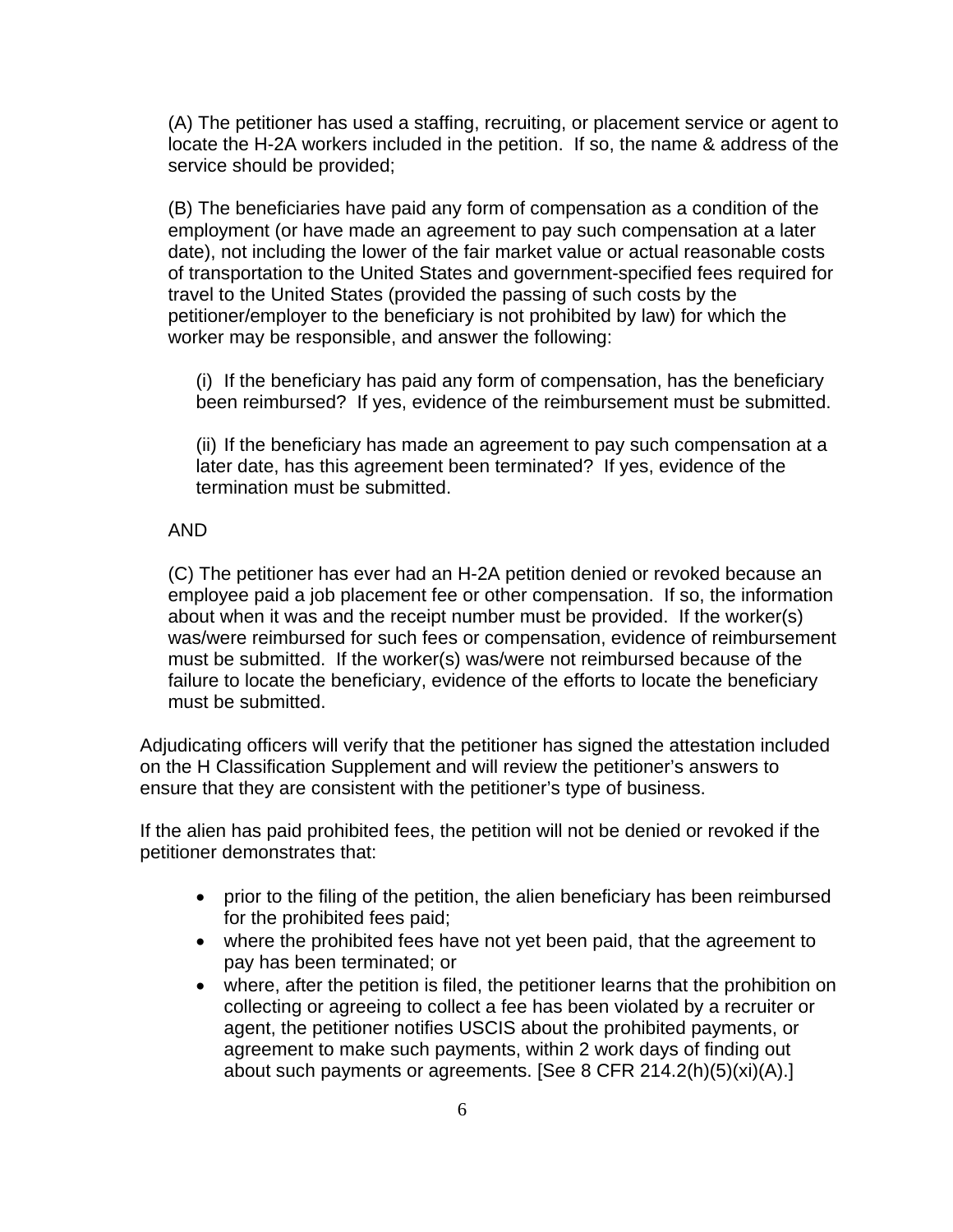(A) The petitioner has used a staffing, recruiting, or placement service or agent to locate the H-2A workers included in the petition. If so, the name & address of the service should be provided;

(B) The beneficiaries have paid any form of compensation as a condition of the employment (or have made an agreement to pay such compensation at a later date), not including the lower of the fair market value or actual reasonable costs of transportation to the United States and government-specified fees required for travel to the United States (provided the passing of such costs by the petitioner/employer to the beneficiary is not prohibited by law) for which the worker may be responsible, and answer the following:

(i) If the beneficiary has paid any form of compensation, has the beneficiary been reimbursed? If yes, evidence of the reimbursement must be submitted.

(ii) If the beneficiary has made an agreement to pay such compensation at a later date, has this agreement been terminated? If yes, evidence of the termination must be submitted.

AND

(C) The petitioner has ever had an H-2A petition denied or revoked because an employee paid a job placement fee or other compensation. If so, the information about when it was and the receipt number must be provided. If the worker(s) was/were reimbursed for such fees or compensation, evidence of reimbursement must be submitted. If the worker(s) was/were not reimbursed because of the failure to locate the beneficiary, evidence of the efforts to locate the beneficiary must be submitted.

Adjudicating officers will verify that the petitioner has signed the attestation included on the H Classification Supplement and will review the petitioner's answers to ensure that they are consistent with the petitioner's type of business.

If the alien has paid prohibited fees, the petition will not be denied or revoked if the petitioner demonstrates that:

- prior to the filing of the petition, the alien beneficiary has been reimbursed for the prohibited fees paid;
- where the prohibited fees have not yet been paid, that the agreement to pay has been terminated; or
- where, after the petition is filed, the petitioner learns that the prohibition on collecting or agreeing to collect a fee has been violated by a recruiter or agent, the petitioner notifies USCIS about the prohibited payments, or agreement to make such payments, within 2 work days of finding out about such payments or agreements. [See 8 CFR 214.2(h)(5)(xi)(A).]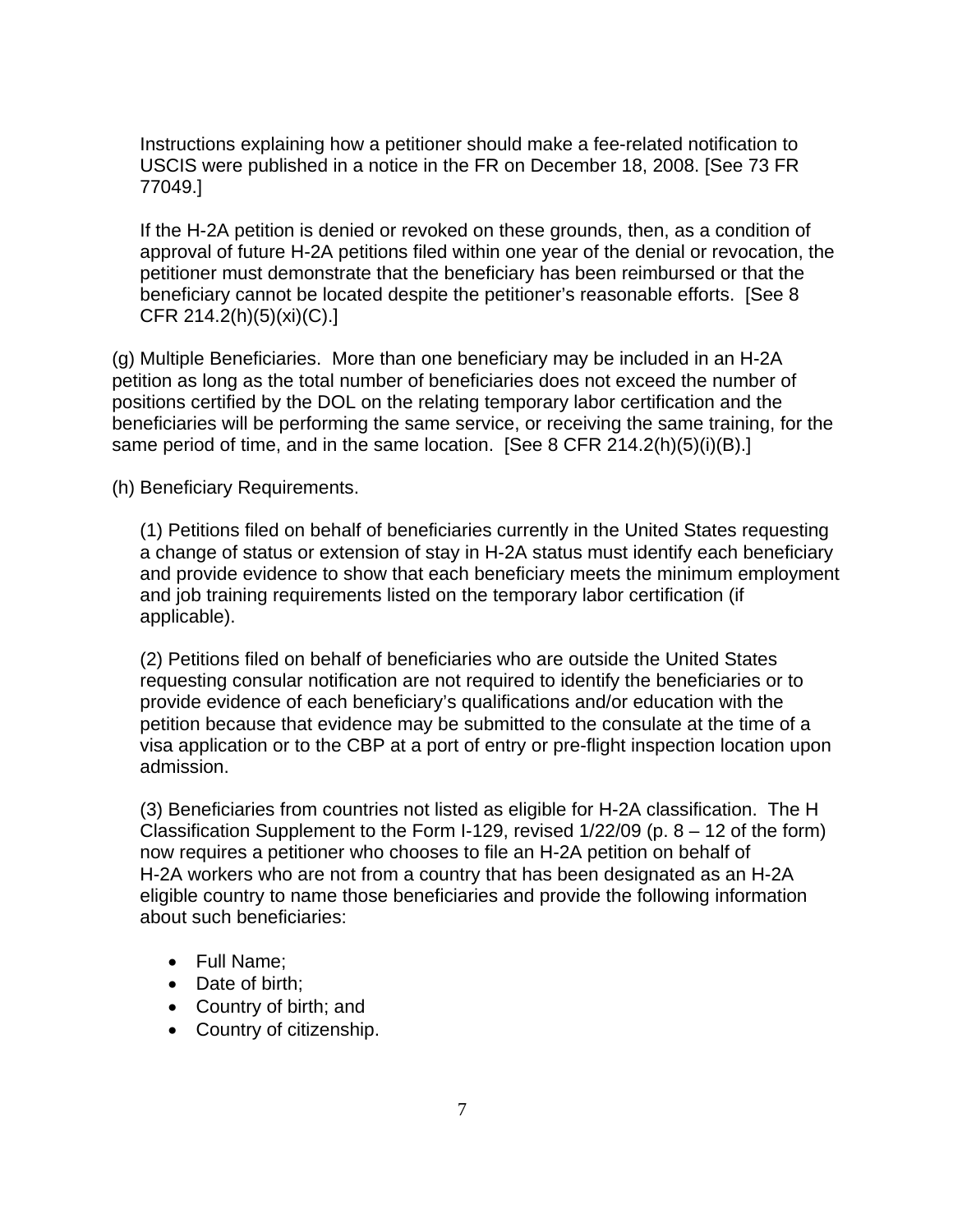Instructions explaining how a petitioner should make a fee-related notification to USCIS were published in a notice in the FR on December 18, 2008. [See 73 FR 77049.]

If the H-2A petition is denied or revoked on these grounds, then, as a condition of approval of future H-2A petitions filed within one year of the denial or revocation, the petitioner must demonstrate that the beneficiary has been reimbursed or that the beneficiary cannot be located despite the petitioner's reasonable efforts. [See 8 CFR 214.2(h)(5)(xi)(C).]

(g) Multiple Beneficiaries. More than one beneficiary may be included in an H-2A petition as long as the total number of beneficiaries does not exceed the number of positions certified by the DOL on the relating temporary labor certification and the beneficiaries will be performing the same service, or receiving the same training, for the same period of time, and in the same location. [See 8 CFR 214.2(h)(5)(i)(B).]

(h) Beneficiary Requirements.

(1) Petitions filed on behalf of beneficiaries currently in the United States requesting a change of status or extension of stay in H-2A status must identify each beneficiary and provide evidence to show that each beneficiary meets the minimum employment and job training requirements listed on the temporary labor certification (if applicable).

(2) Petitions filed on behalf of beneficiaries who are outside the United States requesting consular notification are not required to identify the beneficiaries or to provide evidence of each beneficiary's qualifications and/or education with the petition because that evidence may be submitted to the consulate at the time of a visa application or to the CBP at a port of entry or pre-flight inspection location upon admission.

(3) Beneficiaries from countries not listed as eligible for H-2A classification. The H Classification Supplement to the Form I-129, revised 1/22/09 (p. 8 – 12 of the form) now requires a petitioner who chooses to file an H-2A petition on behalf of H-2A workers who are not from a country that has been designated as an H-2A eligible country to name those beneficiaries and provide the following information about such beneficiaries:

- Full Name;
- Date of birth;
- Country of birth; and
- Country of citizenship.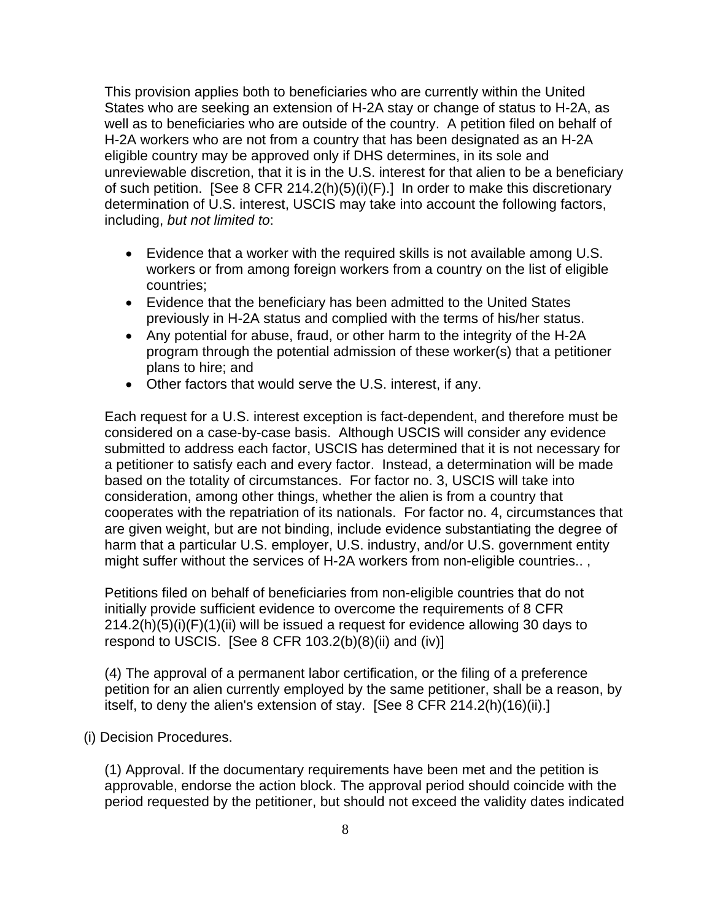This provision applies both to beneficiaries who are currently within the United States who are seeking an extension of H-2A stay or change of status to H-2A, as well as to beneficiaries who are outside of the country. A petition filed on behalf of H-2A workers who are not from a country that has been designated as an H-2A eligible country may be approved only if DHS determines, in its sole and unreviewable discretion, that it is in the U.S. interest for that alien to be a beneficiary of such petition. [See 8 CFR 214.2(h)(5)(i)(F).] In order to make this discretionary determination of U.S. interest, USCIS may take into account the following factors, including, *but not limited to*:

- Evidence that a worker with the required skills is not available among U.S. workers or from among foreign workers from a country on the list of eligible countries;
- Evidence that the beneficiary has been admitted to the United States previously in H-2A status and complied with the terms of his/her status.
- Any potential for abuse, fraud, or other harm to the integrity of the H-2A program through the potential admission of these worker(s) that a petitioner plans to hire; and
- Other factors that would serve the U.S. interest, if any.

Each request for a U.S. interest exception is fact-dependent, and therefore must be considered on a case-by-case basis. Although USCIS will consider any evidence submitted to address each factor, USCIS has determined that it is not necessary for a petitioner to satisfy each and every factor. Instead, a determination will be made based on the totality of circumstances. For factor no. 3, USCIS will take into consideration, among other things, whether the alien is from a country that cooperates with the repatriation of its nationals. For factor no. 4, circumstances that are given weight, but are not binding, include evidence substantiating the degree of harm that a particular U.S. employer, U.S. industry, and/or U.S. government entity might suffer without the services of H-2A workers from non-eligible countries.. ,

Petitions filed on behalf of beneficiaries from non-eligible countries that do not initially provide sufficient evidence to overcome the requirements of 8 CFR 214.2(h)(5)(i)(F)(1)(ii) will be issued a request for evidence allowing 30 days to respond to USCIS. [See 8 CFR 103.2(b)(8)(ii) and (iv)]

(4) The approval of a permanent labor certification, or the filing of a preference petition for an alien currently employed by the same petitioner, shall be a reason, by itself, to deny the alien's extension of stay. [See 8 CFR 214.2(h)(16)(ii).]

(i) Decision Procedures.

(1) Approval. If the documentary requirements have been met and the petition is approvable, endorse the action block. The approval period should coincide with the period requested by the petitioner, but should not exceed the validity dates indicated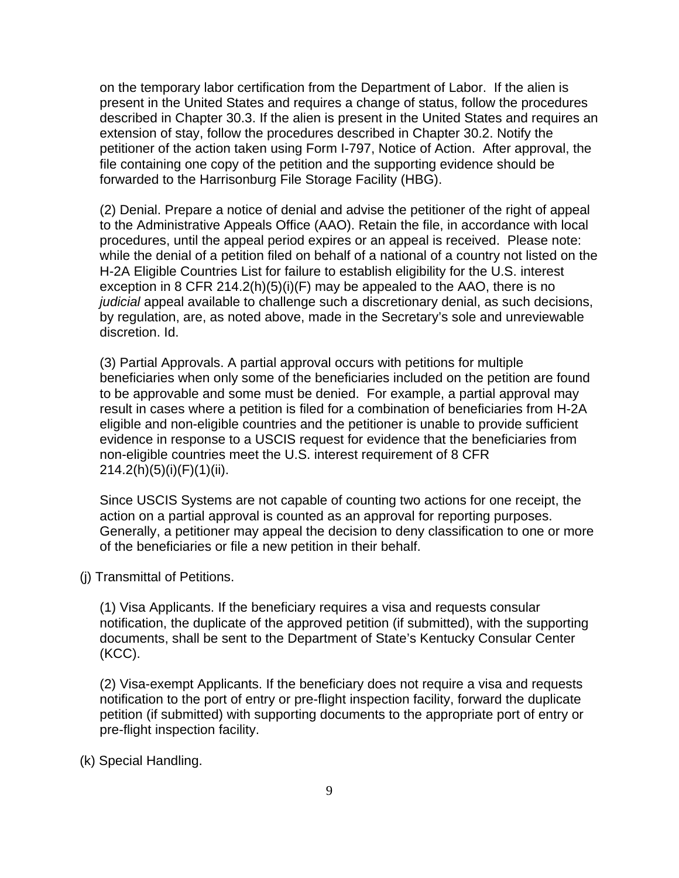on the temporary labor certification from the Department of Labor. If the alien is present in the United States and requires a change of status, follow the procedures described in Chapter 30.3. If the alien is present in the United States and requires an extension of stay, follow the procedures described in Chapter 30.2. Notify the petitioner of the action taken using Form I-797, Notice of Action. After approval, the file containing one copy of the petition and the supporting evidence should be forwarded to the Harrisonburg File Storage Facility (HBG).

(2) Denial. Prepare a notice of denial and advise the petitioner of the right of appeal to the Administrative Appeals Office (AAO). Retain the file, in accordance with local procedures, until the appeal period expires or an appeal is received. Please note: while the denial of a petition filed on behalf of a national of a country not listed on the H-2A Eligible Countries List for failure to establish eligibility for the U.S. interest exception in 8 CFR 214.2(h)(5)(i)(F) may be appealed to the AAO, there is no *judicial* appeal available to challenge such a discretionary denial, as such decisions, by regulation, are, as noted above, made in the Secretary's sole and unreviewable discretion. Id.

(3) Partial Approvals. A partial approval occurs with petitions for multiple beneficiaries when only some of the beneficiaries included on the petition are found to be approvable and some must be denied. For example, a partial approval may result in cases where a petition is filed for a combination of beneficiaries from H-2A eligible and non-eligible countries and the petitioner is unable to provide sufficient evidence in response to a USCIS request for evidence that the beneficiaries from non-eligible countries meet the U.S. interest requirement of 8 CFR 214.2(h)(5)(i)(F)(1)(ii).

Since USCIS Systems are not capable of counting two actions for one receipt, the action on a partial approval is counted as an approval for reporting purposes. Generally, a petitioner may appeal the decision to deny classification to one or more of the beneficiaries or file a new petition in their behalf.

(j) Transmittal of Petitions.

(1) Visa Applicants. If the beneficiary requires a visa and requests consular notification, the duplicate of the approved petition (if submitted), with the supporting documents, shall be sent to the Department of State's Kentucky Consular Center (KCC).

(2) Visa-exempt Applicants. If the beneficiary does not require a visa and requests notification to the port of entry or pre-flight inspection facility, forward the duplicate petition (if submitted) with supporting documents to the appropriate port of entry or pre-flight inspection facility.

(k) Special Handling.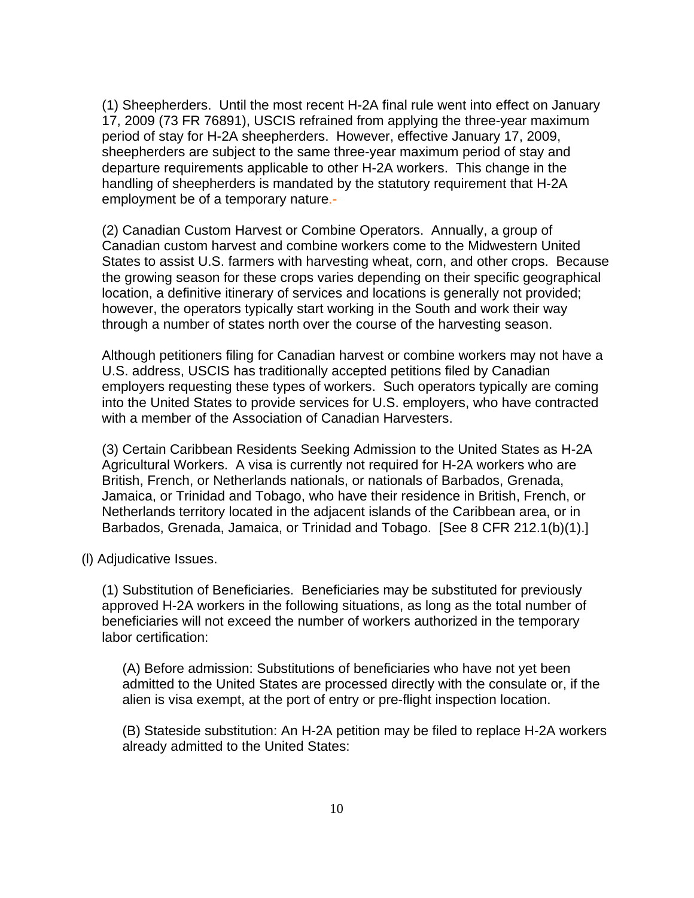(1) Sheepherders. Until the most recent H-2A final rule went into effect on January 17, 2009 (73 FR 76891), USCIS refrained from applying the three-year maximum period of stay for H-2A sheepherders. However, effective January 17, 2009, sheepherders are subject to the same three-year maximum period of stay and departure requirements applicable to other H-2A workers. This change in the handling of sheepherders is mandated by the statutory requirement that H-2A employment be of a temporary nature.-

(2) Canadian Custom Harvest or Combine Operators. Annually, a group of Canadian custom harvest and combine workers come to the Midwestern United States to assist U.S. farmers with harvesting wheat, corn, and other crops. Because the growing season for these crops varies depending on their specific geographical location, a definitive itinerary of services and locations is generally not provided; however, the operators typically start working in the South and work their way through a number of states north over the course of the harvesting season.

Although petitioners filing for Canadian harvest or combine workers may not have a U.S. address, USCIS has traditionally accepted petitions filed by Canadian employers requesting these types of workers. Such operators typically are coming into the United States to provide services for U.S. employers, who have contracted with a member of the Association of Canadian Harvesters.

(3) Certain Caribbean Residents Seeking Admission to the United States as H-2A Agricultural Workers. A visa is currently not required for H-2A workers who are British, French, or Netherlands nationals, or nationals of Barbados, Grenada, Jamaica, or Trinidad and Tobago, who have their residence in British, French, or Netherlands territory located in the adjacent islands of the Caribbean area, or in Barbados, Grenada, Jamaica, or Trinidad and Tobago. [See 8 CFR 212.1(b)(1).]

(l) Adjudicative Issues.

(1) Substitution of Beneficiaries. Beneficiaries may be substituted for previously approved H-2A workers in the following situations, as long as the total number of beneficiaries will not exceed the number of workers authorized in the temporary labor certification:

(A) Before admission: Substitutions of beneficiaries who have not yet been admitted to the United States are processed directly with the consulate or, if the alien is visa exempt, at the port of entry or pre-flight inspection location.

(B) Stateside substitution: An H-2A petition may be filed to replace H-2A workers already admitted to the United States: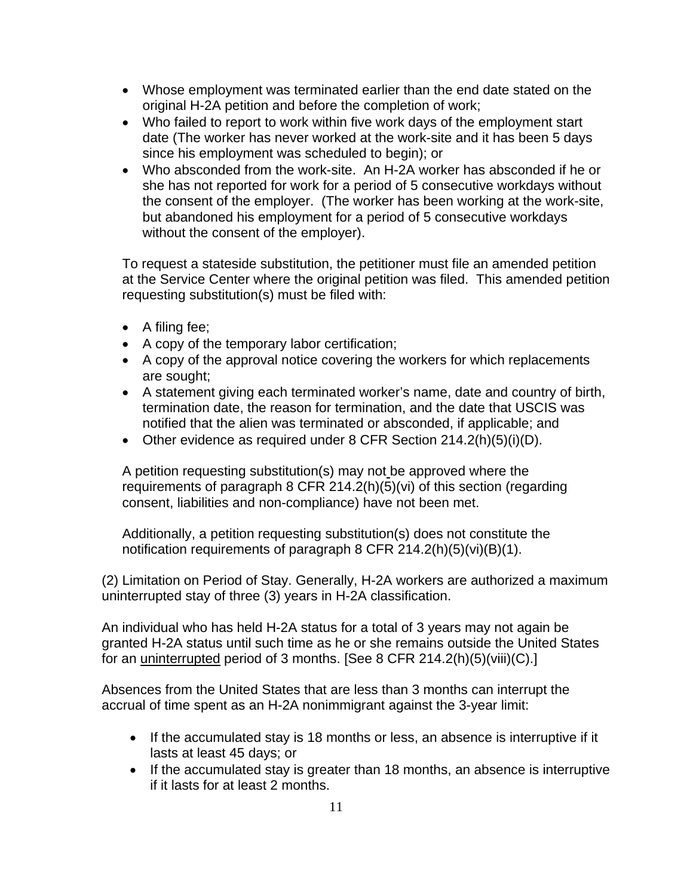- Whose employment was terminated earlier than the end date stated on the original H-2A petition and before the completion of work;
- Who failed to report to work within five work days of the employment start date (The worker has never worked at the work-site and it has been 5 days since his employment was scheduled to begin); or
- Who absconded from the work-site. An H-2A worker has absconded if he or she has not reported for work for a period of 5 consecutive workdays without the consent of the employer. (The worker has been working at the work-site, but abandoned his employment for a period of 5 consecutive workdays without the consent of the employer).

To request a stateside substitution, the petitioner must file an amended petition at the Service Center where the original petition was filed. This amended petition requesting substitution(s) must be filed with:

- A filing fee;
- A copy of the temporary labor certification;
- A copy of the approval notice covering the workers for which replacements are sought;
- A statement giving each terminated worker's name, date and country of birth, termination date, the reason for termination, and the date that USCIS was notified that the alien was terminated or absconded, if applicable; and
- Other evidence as required under 8 CFR Section 214.2(h)(5)(i)(D).

A petition requesting substitution(s) may not be approved where the requirements of paragraph 8 CFR 214.2(h)(5)(vi) of this section (regarding consent, liabilities and non-compliance) have not been met.

Additionally, a petition requesting substitution(s) does not constitute the notification requirements of paragraph 8 CFR 214.2(h)(5)(vi)(B)(1).

(2) Limitation on Period of Stay. Generally, H-2A workers are authorized a maximum uninterrupted stay of three (3) years in H-2A classification.

An individual who has held H-2A status for a total of 3 years may not again be granted H-2A status until such time as he or she remains outside the United States for an uninterrupted period of 3 months. [See 8 CFR 214.2(h)(5)(viii)(C).]

Absences from the United States that are less than 3 months can interrupt the accrual of time spent as an H-2A nonimmigrant against the 3-year limit:

- If the accumulated stay is 18 months or less, an absence is interruptive if it lasts at least 45 days; or
- If the accumulated stay is greater than 18 months, an absence is interruptive if it lasts for at least 2 months.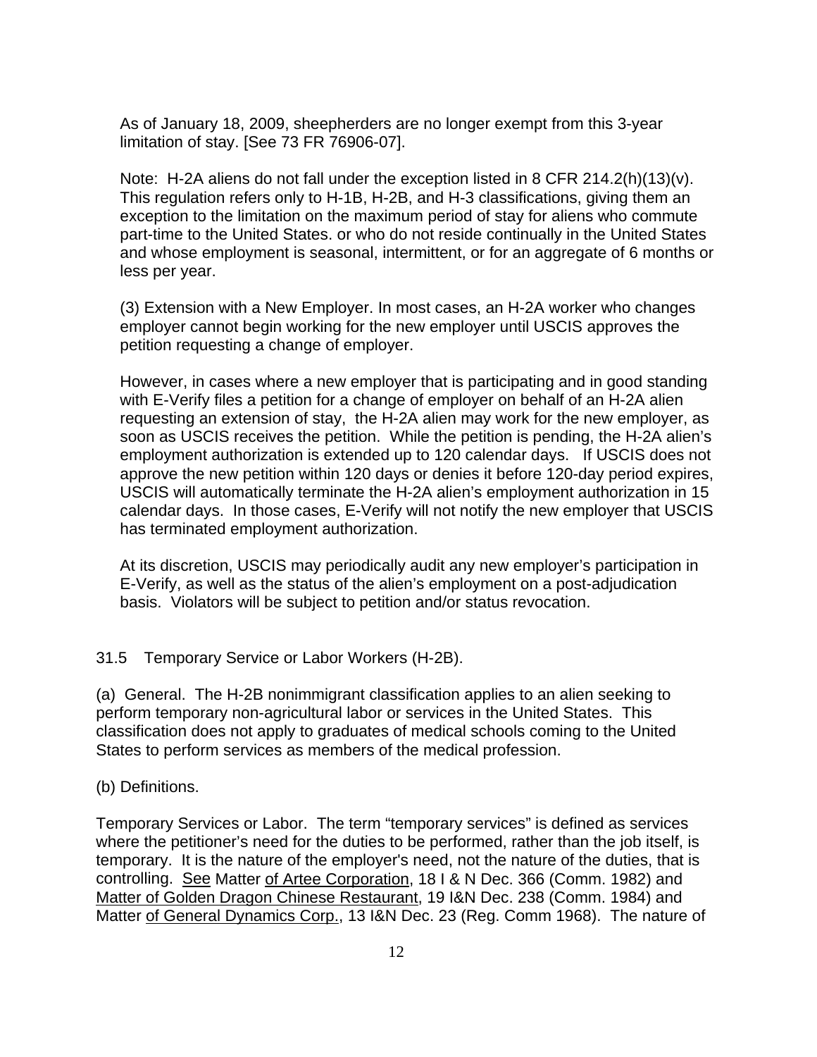As of January 18, 2009, sheepherders are no longer exempt from this 3-year limitation of stay. [See 73 FR 76906-07].

Note: H-2A aliens do not fall under the exception listed in 8 CFR 214.2(h)(13)(v). This regulation refers only to H-1B, H-2B, and H-3 classifications, giving them an exception to the limitation on the maximum period of stay for aliens who commute part-time to the United States. or who do not reside continually in the United States and whose employment is seasonal, intermittent, or for an aggregate of 6 months or less per year.

(3) Extension with a New Employer. In most cases, an H-2A worker who changes employer cannot begin working for the new employer until USCIS approves the petition requesting a change of employer.

However, in cases where a new employer that is participating and in good standing with E-Verify files a petition for a change of employer on behalf of an H-2A alien requesting an extension of stay, the H-2A alien may work for the new employer, as soon as USCIS receives the petition. While the petition is pending, the H-2A alien's employment authorization is extended up to 120 calendar days. If USCIS does not approve the new petition within 120 days or denies it before 120-day period expires, USCIS will automatically terminate the H-2A alien's employment authorization in 15 calendar days. In those cases, E-Verify will not notify the new employer that USCIS has terminated employment authorization.

At its discretion, USCIS may periodically audit any new employer's participation in E-Verify, as well as the status of the alien's employment on a post-adjudication basis. Violators will be subject to petition and/or status revocation.

## 31.5 Temporary Service or Labor Workers (H-2B).

(a) General. The H-2B nonimmigrant classification applies to an alien seeking to perform temporary non-agricultural labor or services in the United States. This classification does not apply to graduates of medical schools coming to the United States to perform services as members of the medical profession.

(b) Definitions.

Temporary Services or Labor. The term "temporary services" is defined as services where the petitioner's need for the duties to be performed, rather than the job itself, is temporary. It is the nature of the employer's need, not the nature of the duties, that is controlling. See Matter of Artee Corporation, 18 I & N Dec. 366 (Comm. 1982) and Matter of Golden Dragon Chinese Restaurant, 19 I&N Dec. 238 (Comm. 1984) and Matter of General Dynamics Corp., 13 I&N Dec. 23 (Reg. Comm 1968). The nature of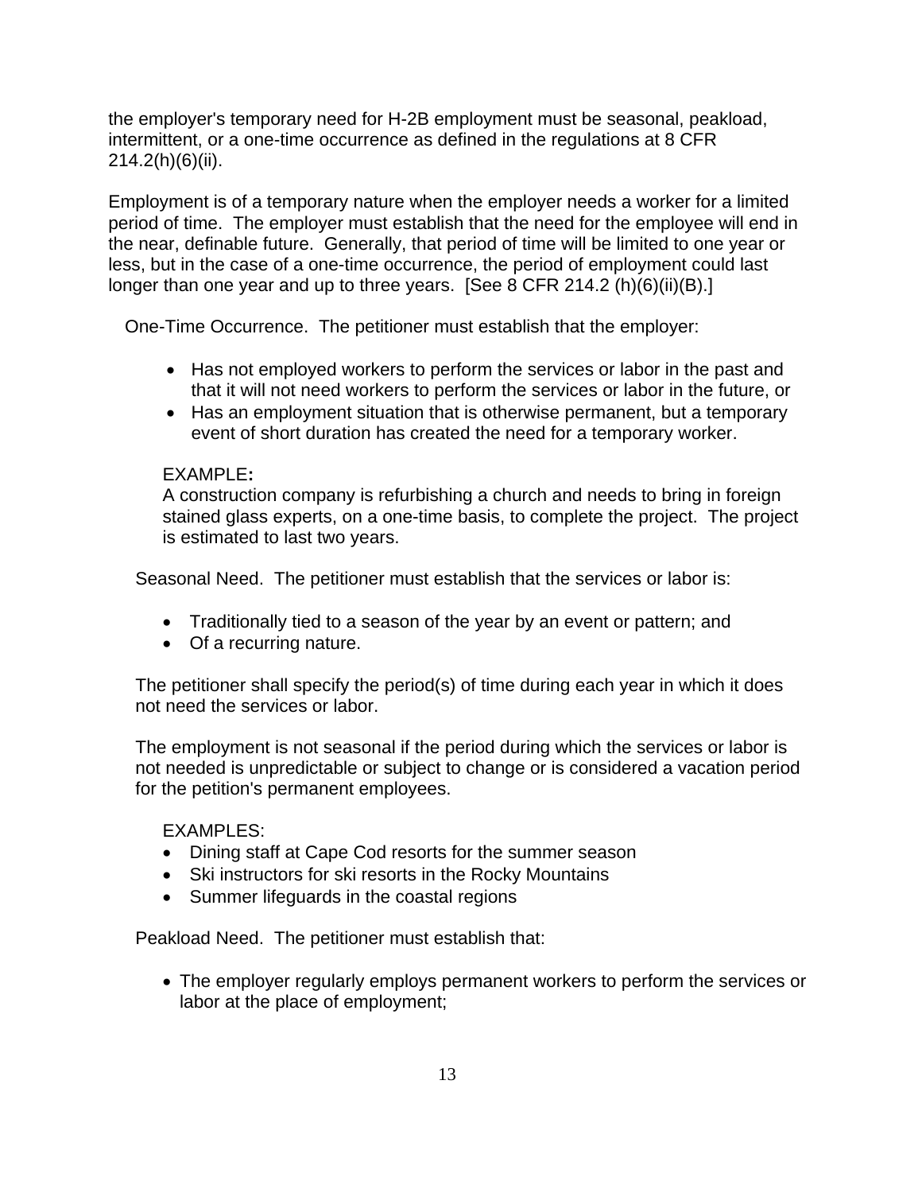the employer's temporary need for H-2B employment must be seasonal, peakload, intermittent, or a one-time occurrence as defined in the regulations at 8 CFR 214.2(h)(6)(ii).

Employment is of a temporary nature when the employer needs a worker for a limited period of time. The employer must establish that the need for the employee will end in the near, definable future. Generally, that period of time will be limited to one year or less, but in the case of a one-time occurrence, the period of employment could last longer than one year and up to three years. [See 8 CFR 214.2 (h)(6)(ii)(B).]

One-Time Occurrence. The petitioner must establish that the employer:

- Has not employed workers to perform the services or labor in the past and that it will not need workers to perform the services or labor in the future, or
- Has an employment situation that is otherwise permanent, but a temporary event of short duration has created the need for a temporary worker.

EXAMPLE**:**
A construction company is refurbishing a church and needs to bring in foreign stained glass experts, on a one-time basis, to complete the project. The project is estimated to last two years.

Seasonal Need. The petitioner must establish that the services or labor is:

- Traditionally tied to a season of the year by an event or pattern; and
- Of a recurring nature.

The petitioner shall specify the period(s) of time during each year in which it does not need the services or labor.

The employment is not seasonal if the period during which the services or labor is not needed is unpredictable or subject to change or is considered a vacation period for the petition's permanent employees.

EXAMPLES:

- Dining staff at Cape Cod resorts for the summer season
- Ski instructors for ski resorts in the Rocky Mountains
- Summer lifeguards in the coastal regions

Peakload Need. The petitioner must establish that:

- The employer regularly employs permanent workers to perform the services or labor at the place of employment;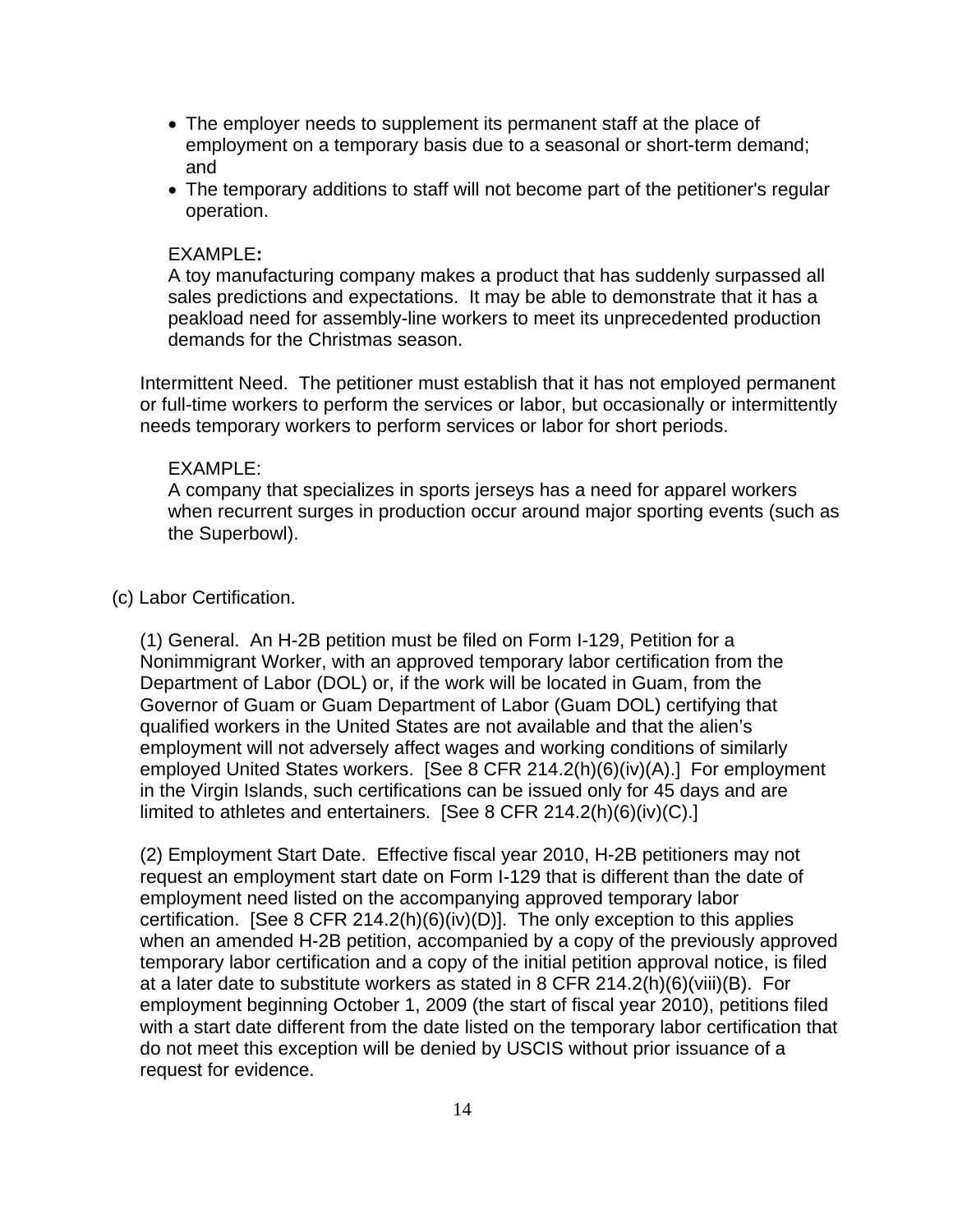- The employer needs to supplement its permanent staff at the place of employment on a temporary basis due to a seasonal or short-term demand; and
- The temporary additions to staff will not become part of the petitioner's regular operation.

EXAMPLE**:**
A toy manufacturing company makes a product that has suddenly surpassed all sales predictions and expectations. It may be able to demonstrate that it has a peakload need for assembly-line workers to meet its unprecedented production demands for the Christmas season.

Intermittent Need. The petitioner must establish that it has not employed permanent or full-time workers to perform the services or labor, but occasionally or intermittently needs temporary workers to perform services or labor for short periods.

EXAMPLE:
A company that specializes in sports jerseys has a need for apparel workers when recurrent surges in production occur around major sporting events (such as the Superbowl).

(c) Labor Certification.

(1) General. An H-2B petition must be filed on Form I-129, Petition for a Nonimmigrant Worker, with an approved temporary labor certification from the Department of Labor (DOL) or, if the work will be located in Guam, from the Governor of Guam or Guam Department of Labor (Guam DOL) certifying that qualified workers in the United States are not available and that the alien's employment will not adversely affect wages and working conditions of similarly employed United States workers. [See 8 CFR 214.2(h)(6)(iv)(A).] For employment in the Virgin Islands, such certifications can be issued only for 45 days and are limited to athletes and entertainers. [See 8 CFR 214.2(h)(6)(iv)(C).]

(2) Employment Start Date. Effective fiscal year 2010, H-2B petitioners may not request an employment start date on Form I-129 that is different than the date of employment need listed on the accompanying approved temporary labor certification. [See 8 CFR 214.2(h)(6)(iv)(D)]. The only exception to this applies when an amended H-2B petition, accompanied by a copy of the previously approved temporary labor certification and a copy of the initial petition approval notice, is filed at a later date to substitute workers as stated in 8 CFR 214.2(h)(6)(viii)(B). For employment beginning October 1, 2009 (the start of fiscal year 2010), petitions filed with a start date different from the date listed on the temporary labor certification that do not meet this exception will be denied by USCIS without prior issuance of a request for evidence.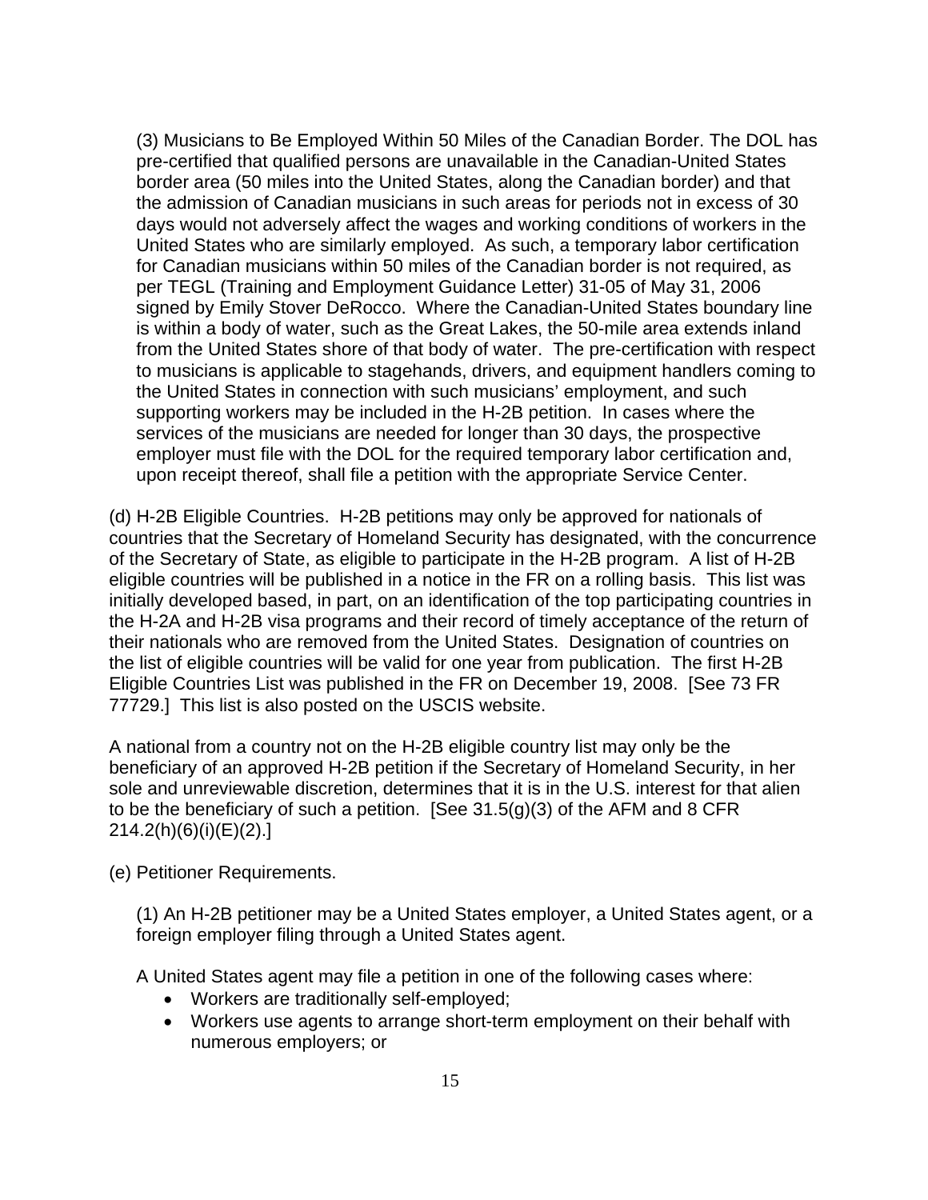(3) Musicians to Be Employed Within 50 Miles of the Canadian Border. The DOL has pre-certified that qualified persons are unavailable in the Canadian-United States border area (50 miles into the United States, along the Canadian border) and that the admission of Canadian musicians in such areas for periods not in excess of 30 days would not adversely affect the wages and working conditions of workers in the United States who are similarly employed. As such, a temporary labor certification for Canadian musicians within 50 miles of the Canadian border is not required, as per TEGL (Training and Employment Guidance Letter) 31-05 of May 31, 2006 signed by Emily Stover DeRocco. Where the Canadian-United States boundary line is within a body of water, such as the Great Lakes, the 50-mile area extends inland from the United States shore of that body of water. The pre-certification with respect to musicians is applicable to stagehands, drivers, and equipment handlers coming to the United States in connection with such musicians' employment, and such supporting workers may be included in the H-2B petition. In cases where the services of the musicians are needed for longer than 30 days, the prospective employer must file with the DOL for the required temporary labor certification and, upon receipt thereof, shall file a petition with the appropriate Service Center.

(d) H-2B Eligible Countries. H-2B petitions may only be approved for nationals of countries that the Secretary of Homeland Security has designated, with the concurrence of the Secretary of State, as eligible to participate in the H-2B program. A list of H-2B eligible countries will be published in a notice in the FR on a rolling basis. This list was initially developed based, in part, on an identification of the top participating countries in the H-2A and H-2B visa programs and their record of timely acceptance of the return of their nationals who are removed from the United States. Designation of countries on the list of eligible countries will be valid for one year from publication. The first H-2B Eligible Countries List was published in the FR on December 19, 2008. [See 73 FR 77729.] This list is also posted on the USCIS website.

A national from a country not on the H-2B eligible country list may only be the beneficiary of an approved H-2B petition if the Secretary of Homeland Security, in her sole and unreviewable discretion, determines that it is in the U.S. interest for that alien to be the beneficiary of such a petition. [See 31.5(g)(3) of the AFM and 8 CFR 214.2(h)(6)(i)(E)(2).]

(e) Petitioner Requirements.

(1) An H-2B petitioner may be a United States employer, a United States agent, or a foreign employer filing through a United States agent.

A United States agent may file a petition in one of the following cases where:

- Workers are traditionally self-employed;
- Workers use agents to arrange short-term employment on their behalf with numerous employers; or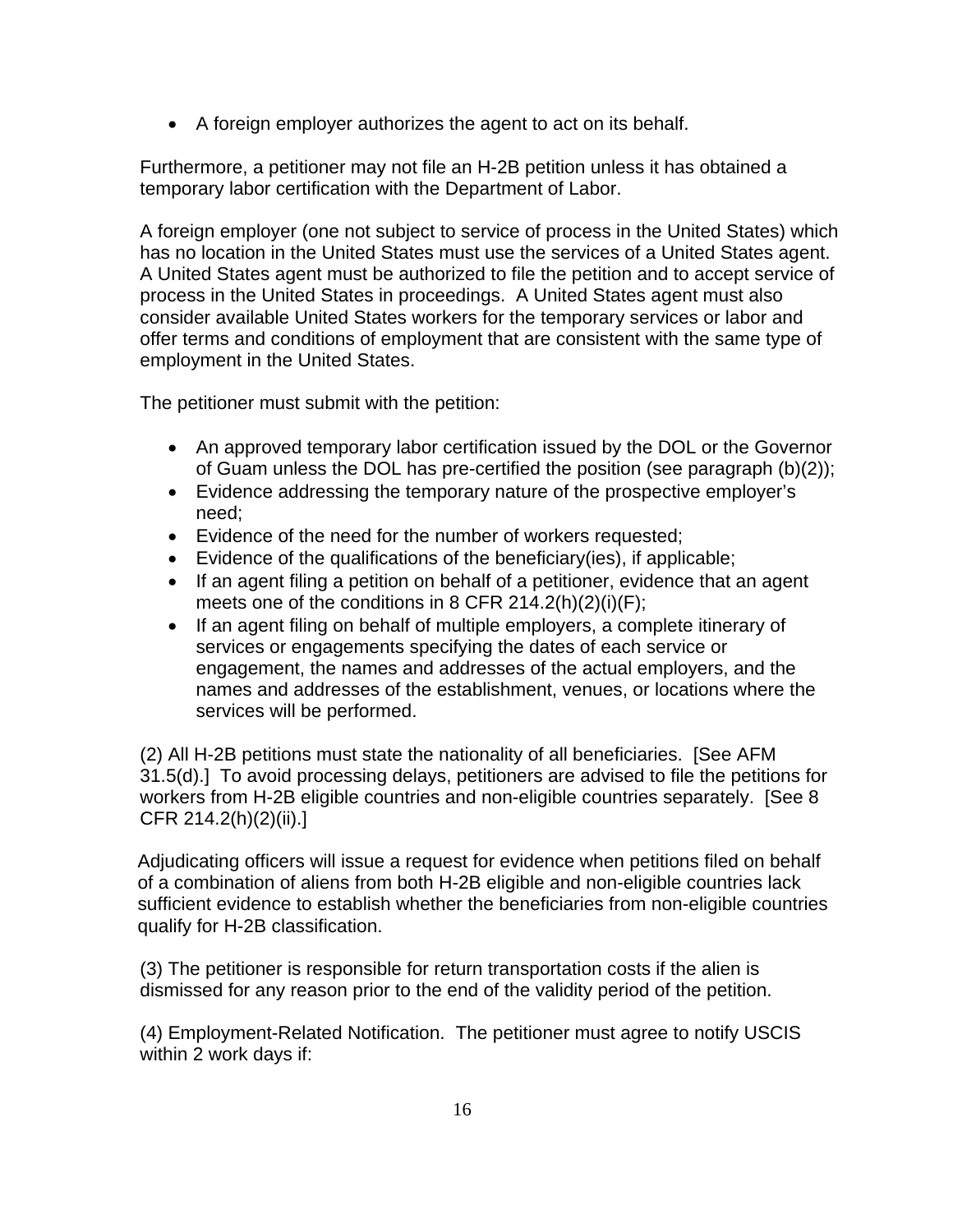- A foreign employer authorizes the agent to act on its behalf.

Furthermore, a petitioner may not file an H-2B petition unless it has obtained a temporary labor certification with the Department of Labor.

A foreign employer (one not subject to service of process in the United States) which has no location in the United States must use the services of a United States agent. A United States agent must be authorized to file the petition and to accept service of process in the United States in proceedings. A United States agent must also consider available United States workers for the temporary services or labor and offer terms and conditions of employment that are consistent with the same type of employment in the United States.

The petitioner must submit with the petition:

- An approved temporary labor certification issued by the DOL or the Governor of Guam unless the DOL has pre-certified the position (see paragraph (b)(2));
- Evidence addressing the temporary nature of the prospective employer's need;
- Evidence of the need for the number of workers requested;
- Evidence of the qualifications of the beneficiary(ies), if applicable;
- If an agent filing a petition on behalf of a petitioner, evidence that an agent meets one of the conditions in 8 CFR 214.2(h)(2)(i)(F);
- If an agent filing on behalf of multiple employers, a complete itinerary of services or engagements specifying the dates of each service or engagement, the names and addresses of the actual employers, and the names and addresses of the establishment, venues, or locations where the services will be performed.

(2) All H-2B petitions must state the nationality of all beneficiaries. [See AFM 31.5(d).] To avoid processing delays, petitioners are advised to file the petitions for workers from H-2B eligible countries and non-eligible countries separately. [See 8 CFR 214.2(h)(2)(ii).]

Adjudicating officers will issue a request for evidence when petitions filed on behalf of a combination of aliens from both H-2B eligible and non-eligible countries lack sufficient evidence to establish whether the beneficiaries from non-eligible countries qualify for H-2B classification.

(3) The petitioner is responsible for return transportation costs if the alien is dismissed for any reason prior to the end of the validity period of the petition.

(4) Employment-Related Notification. The petitioner must agree to notify USCIS within 2 work days if: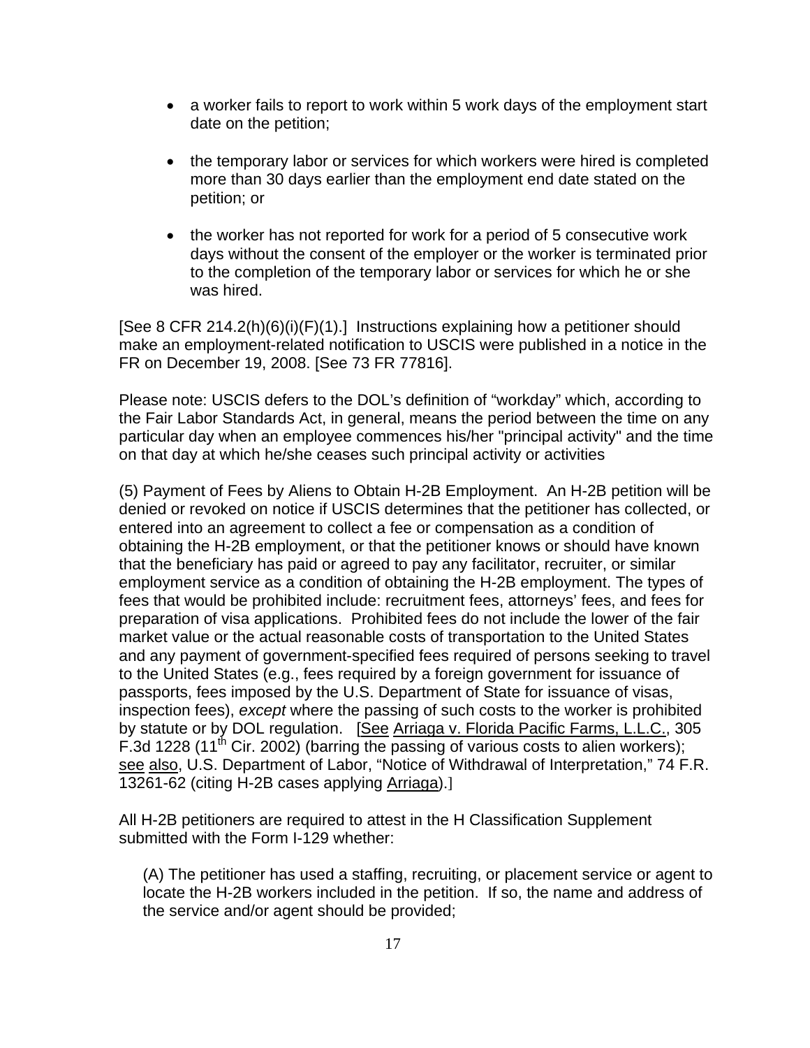- a worker fails to report to work within 5 work days of the employment start date on the petition;
- the temporary labor or services for which workers were hired is completed more than 30 days earlier than the employment end date stated on the petition; or
- the worker has not reported for work for a period of 5 consecutive work days without the consent of the employer or the worker is terminated prior to the completion of the temporary labor or services for which he or she was hired.

[See 8 CFR 214.2(h)(6)(i)(F)(1).] Instructions explaining how a petitioner should make an employment-related notification to USCIS were published in a notice in the FR on December 19, 2008. [See 73 FR 77816].

Please note: USCIS defers to the DOL's definition of "workday" which, according to the Fair Labor Standards Act, in general, means the period between the time on any particular day when an employee commences his/her "principal activity" and the time on that day at which he/she ceases such principal activity or activities

(5) Payment of Fees by Aliens to Obtain H-2B Employment. An H-2B petition will be denied or revoked on notice if USCIS determines that the petitioner has collected, or entered into an agreement to collect a fee or compensation as a condition of obtaining the H-2B employment, or that the petitioner knows or should have known that the beneficiary has paid or agreed to pay any facilitator, recruiter, or similar employment service as a condition of obtaining the H-2B employment. The types of fees that would be prohibited include: recruitment fees, attorneys' fees, and fees for preparation of visa applications. Prohibited fees do not include the lower of the fair market value or the actual reasonable costs of transportation to the United States and any payment of government-specified fees required of persons seeking to travel to the United States (e.g., fees required by a foreign government for issuance of passports, fees imposed by the U.S. Department of State for issuance of visas, inspection fees), *except* where the passing of such costs to the worker is prohibited by statute or by DOL regulation. [See Arriaga v. Florida Pacific Farms, L.L.C., 305 F.3d 1228 (11th Cir. 2002) (barring the passing of various costs to alien workers); see also, U.S. Department of Labor, "Notice of Withdrawal of Interpretation," 74 F.R. 13261-62 (citing H-2B cases applying Arriaga).]

All H-2B petitioners are required to attest in the H Classification Supplement submitted with the Form I-129 whether:

(A) The petitioner has used a staffing, recruiting, or placement service or agent to locate the H-2B workers included in the petition. If so, the name and address of the service and/or agent should be provided;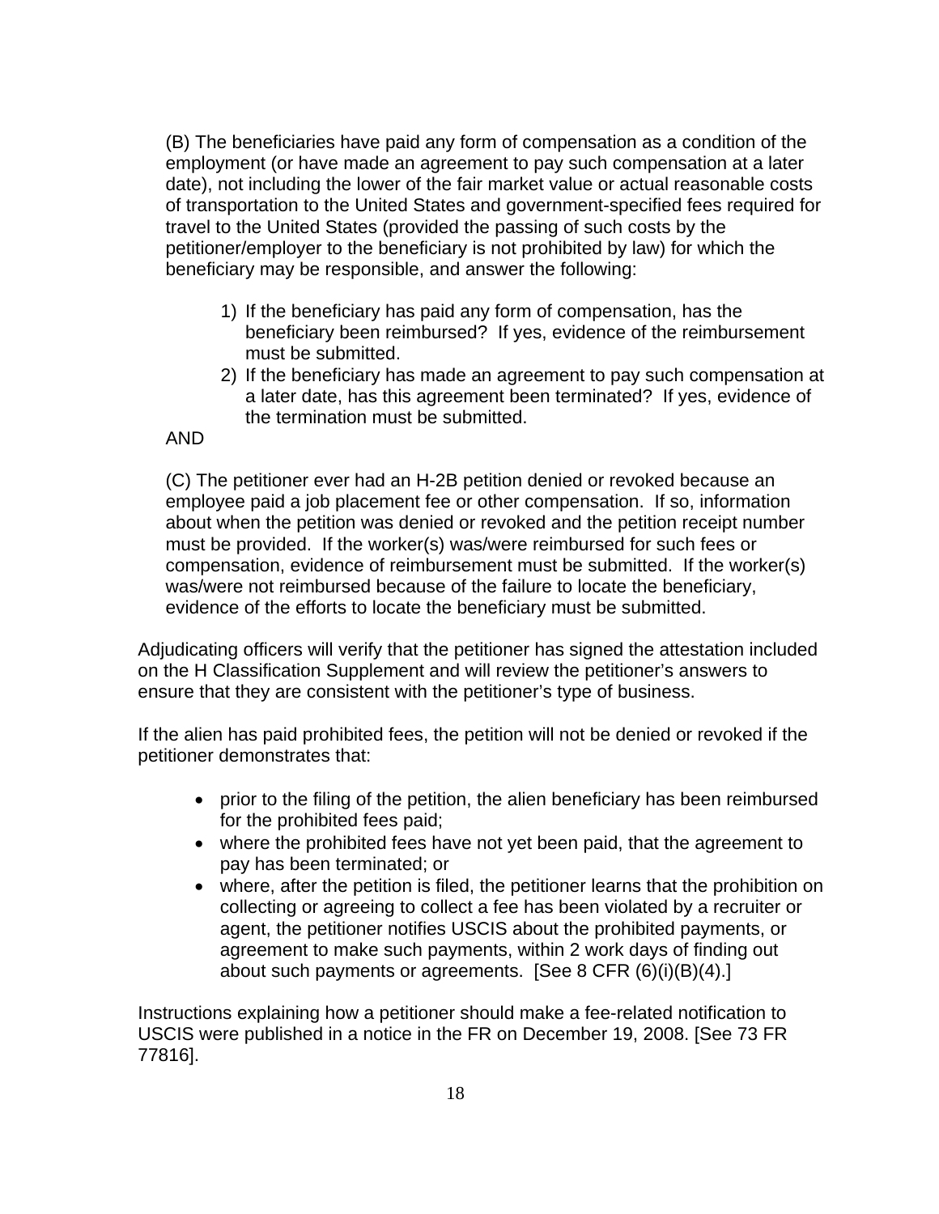(B) The beneficiaries have paid any form of compensation as a condition of the employment (or have made an agreement to pay such compensation at a later date), not including the lower of the fair market value or actual reasonable costs of transportation to the United States and government-specified fees required for travel to the United States (provided the passing of such costs by the petitioner/employer to the beneficiary is not prohibited by law) for which the beneficiary may be responsible, and answer the following:

1) If the beneficiary has paid any form of compensation, has the beneficiary been reimbursed? If yes, evidence of the reimbursement must be submitted.
2) If the beneficiary has made an agreement to pay such compensation at a later date, has this agreement been terminated? If yes, evidence of the termination must be submitted.

AND

(C) The petitioner ever had an H-2B petition denied or revoked because an employee paid a job placement fee or other compensation. If so, information about when the petition was denied or revoked and the petition receipt number must be provided. If the worker(s) was/were reimbursed for such fees or compensation, evidence of reimbursement must be submitted. If the worker(s) was/were not reimbursed because of the failure to locate the beneficiary, evidence of the efforts to locate the beneficiary must be submitted.

Adjudicating officers will verify that the petitioner has signed the attestation included on the H Classification Supplement and will review the petitioner's answers to ensure that they are consistent with the petitioner's type of business.

If the alien has paid prohibited fees, the petition will not be denied or revoked if the petitioner demonstrates that:

- prior to the filing of the petition, the alien beneficiary has been reimbursed for the prohibited fees paid;
- where the prohibited fees have not yet been paid, that the agreement to pay has been terminated; or
- where, after the petition is filed, the petitioner learns that the prohibition on collecting or agreeing to collect a fee has been violated by a recruiter or agent, the petitioner notifies USCIS about the prohibited payments, or agreement to make such payments, within 2 work days of finding out about such payments or agreements. [See 8 CFR (6)(i)(B)(4).]

Instructions explaining how a petitioner should make a fee-related notification to USCIS were published in a notice in the FR on December 19, 2008. [See 73 FR 77816].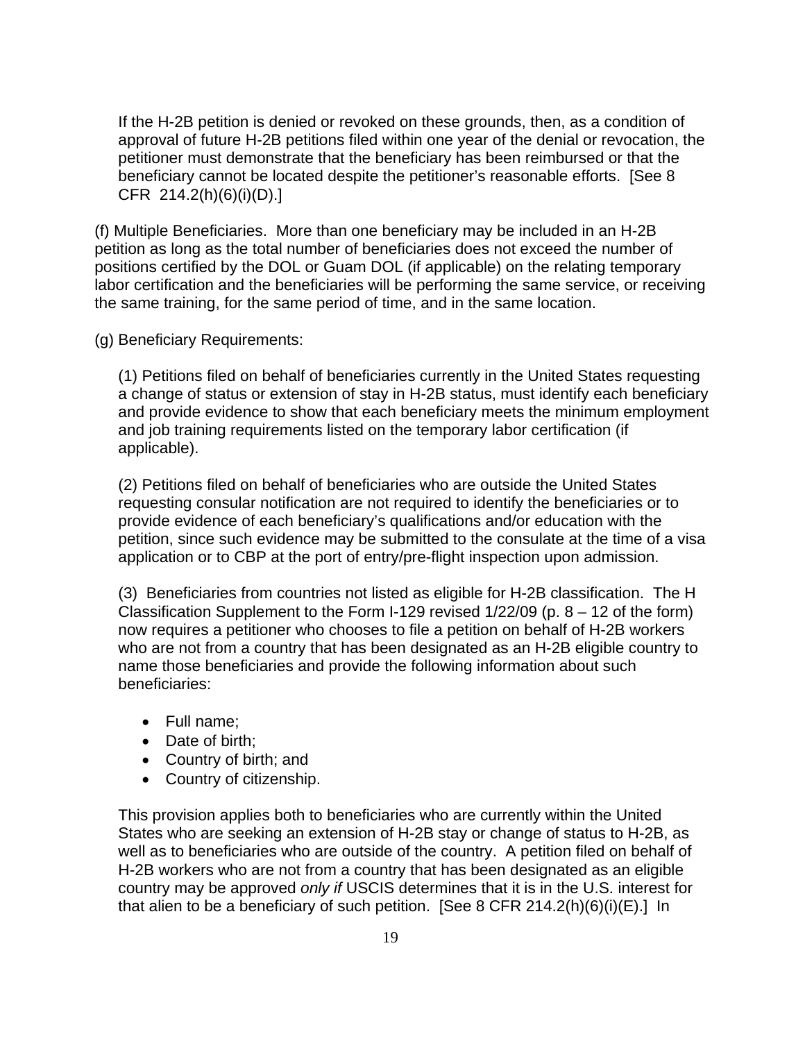If the H-2B petition is denied or revoked on these grounds, then, as a condition of approval of future H-2B petitions filed within one year of the denial or revocation, the petitioner must demonstrate that the beneficiary has been reimbursed or that the beneficiary cannot be located despite the petitioner's reasonable efforts. [See 8 CFR 214.2(h)(6)(i)(D).]

(f) Multiple Beneficiaries. More than one beneficiary may be included in an H-2B petition as long as the total number of beneficiaries does not exceed the number of positions certified by the DOL or Guam DOL (if applicable) on the relating temporary labor certification and the beneficiaries will be performing the same service, or receiving the same training, for the same period of time, and in the same location.

(g) Beneficiary Requirements:

(1) Petitions filed on behalf of beneficiaries currently in the United States requesting a change of status or extension of stay in H-2B status, must identify each beneficiary and provide evidence to show that each beneficiary meets the minimum employment and job training requirements listed on the temporary labor certification (if applicable).

(2) Petitions filed on behalf of beneficiaries who are outside the United States requesting consular notification are not required to identify the beneficiaries or to provide evidence of each beneficiary's qualifications and/or education with the petition, since such evidence may be submitted to the consulate at the time of a visa application or to CBP at the port of entry/pre-flight inspection upon admission.

(3) Beneficiaries from countries not listed as eligible for H-2B classification. The H Classification Supplement to the Form I-129 revised 1/22/09 (p. 8 – 12 of the form) now requires a petitioner who chooses to file a petition on behalf of H-2B workers who are not from a country that has been designated as an H-2B eligible country to name those beneficiaries and provide the following information about such beneficiaries:

- Full name;
- Date of birth;
- Country of birth; and
- Country of citizenship.

This provision applies both to beneficiaries who are currently within the United States who are seeking an extension of H-2B stay or change of status to H-2B, as well as to beneficiaries who are outside of the country. A petition filed on behalf of H-2B workers who are not from a country that has been designated as an eligible country may be approved *only if* USCIS determines that it is in the U.S. interest for that alien to be a beneficiary of such petition. [See 8 CFR 214.2(h)(6)(i)(E).] In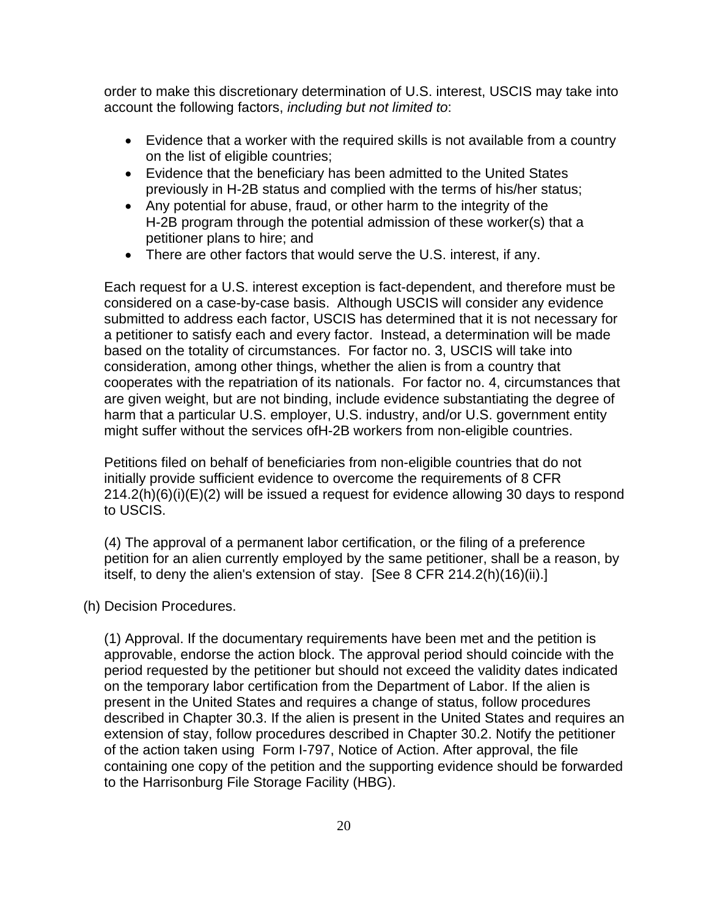order to make this discretionary determination of U.S. interest, USCIS may take into account the following factors, *including but not limited to*:

- Evidence that a worker with the required skills is not available from a country on the list of eligible countries;
- Evidence that the beneficiary has been admitted to the United States previously in H-2B status and complied with the terms of his/her status;
- Any potential for abuse, fraud, or other harm to the integrity of the H-2B program through the potential admission of these worker(s) that a petitioner plans to hire; and
- There are other factors that would serve the U.S. interest, if any.

Each request for a U.S. interest exception is fact-dependent, and therefore must be considered on a case-by-case basis. Although USCIS will consider any evidence submitted to address each factor, USCIS has determined that it is not necessary for a petitioner to satisfy each and every factor. Instead, a determination will be made based on the totality of circumstances. For factor no. 3, USCIS will take into consideration, among other things, whether the alien is from a country that cooperates with the repatriation of its nationals. For factor no. 4, circumstances that are given weight, but are not binding, include evidence substantiating the degree of harm that a particular U.S. employer, U.S. industry, and/or U.S. government entity might suffer without the services ofH-2B workers from non-eligible countries.

Petitions filed on behalf of beneficiaries from non-eligible countries that do not initially provide sufficient evidence to overcome the requirements of 8 CFR 214.2(h)(6)(i)(E)(2) will be issued a request for evidence allowing 30 days to respond to USCIS.

(4) The approval of a permanent labor certification, or the filing of a preference petition for an alien currently employed by the same petitioner, shall be a reason, by itself, to deny the alien's extension of stay. [See 8 CFR 214.2(h)(16)(ii).]

(h) Decision Procedures.

(1) Approval. If the documentary requirements have been met and the petition is approvable, endorse the action block. The approval period should coincide with the period requested by the petitioner but should not exceed the validity dates indicated on the temporary labor certification from the Department of Labor. If the alien is present in the United States and requires a change of status, follow procedures described in Chapter 30.3. If the alien is present in the United States and requires an extension of stay, follow procedures described in Chapter 30.2. Notify the petitioner of the action taken using Form I-797, Notice of Action. After approval, the file containing one copy of the petition and the supporting evidence should be forwarded to the Harrisonburg File Storage Facility (HBG).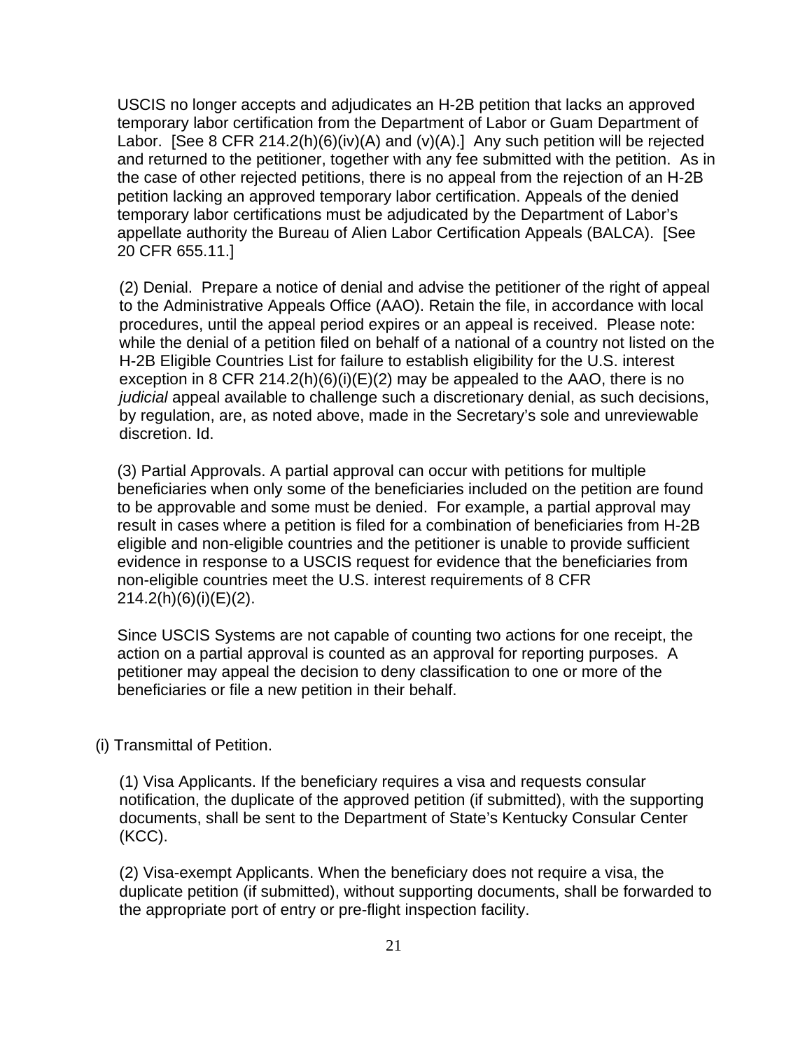USCIS no longer accepts and adjudicates an H-2B petition that lacks an approved temporary labor certification from the Department of Labor or Guam Department of Labor. [See 8 CFR 214.2(h)(6)(iv)(A) and (v)(A).] Any such petition will be rejected and returned to the petitioner, together with any fee submitted with the petition. As in the case of other rejected petitions, there is no appeal from the rejection of an H-2B petition lacking an approved temporary labor certification. Appeals of the denied temporary labor certifications must be adjudicated by the Department of Labor's appellate authority the Bureau of Alien Labor Certification Appeals (BALCA). [See 20 CFR 655.11.]

(2) Denial. Prepare a notice of denial and advise the petitioner of the right of appeal to the Administrative Appeals Office (AAO). Retain the file, in accordance with local procedures, until the appeal period expires or an appeal is received. Please note: while the denial of a petition filed on behalf of a national of a country not listed on the H-2B Eligible Countries List for failure to establish eligibility for the U.S. interest exception in 8 CFR 214.2(h)(6)(i)(E)(2) may be appealed to the AAO, there is no *judicial* appeal available to challenge such a discretionary denial, as such decisions, by regulation, are, as noted above, made in the Secretary's sole and unreviewable discretion. Id.

(3) Partial Approvals. A partial approval can occur with petitions for multiple beneficiaries when only some of the beneficiaries included on the petition are found to be approvable and some must be denied. For example, a partial approval may result in cases where a petition is filed for a combination of beneficiaries from H-2B eligible and non-eligible countries and the petitioner is unable to provide sufficient evidence in response to a USCIS request for evidence that the beneficiaries from non-eligible countries meet the U.S. interest requirements of 8 CFR 214.2(h)(6)(i)(E)(2).

Since USCIS Systems are not capable of counting two actions for one receipt, the action on a partial approval is counted as an approval for reporting purposes. A petitioner may appeal the decision to deny classification to one or more of the beneficiaries or file a new petition in their behalf.

(i) Transmittal of Petition.

(1) Visa Applicants. If the beneficiary requires a visa and requests consular notification, the duplicate of the approved petition (if submitted), with the supporting documents, shall be sent to the Department of State's Kentucky Consular Center (KCC).

(2) Visa-exempt Applicants. When the beneficiary does not require a visa, the duplicate petition (if submitted), without supporting documents, shall be forwarded to the appropriate port of entry or pre-flight inspection facility.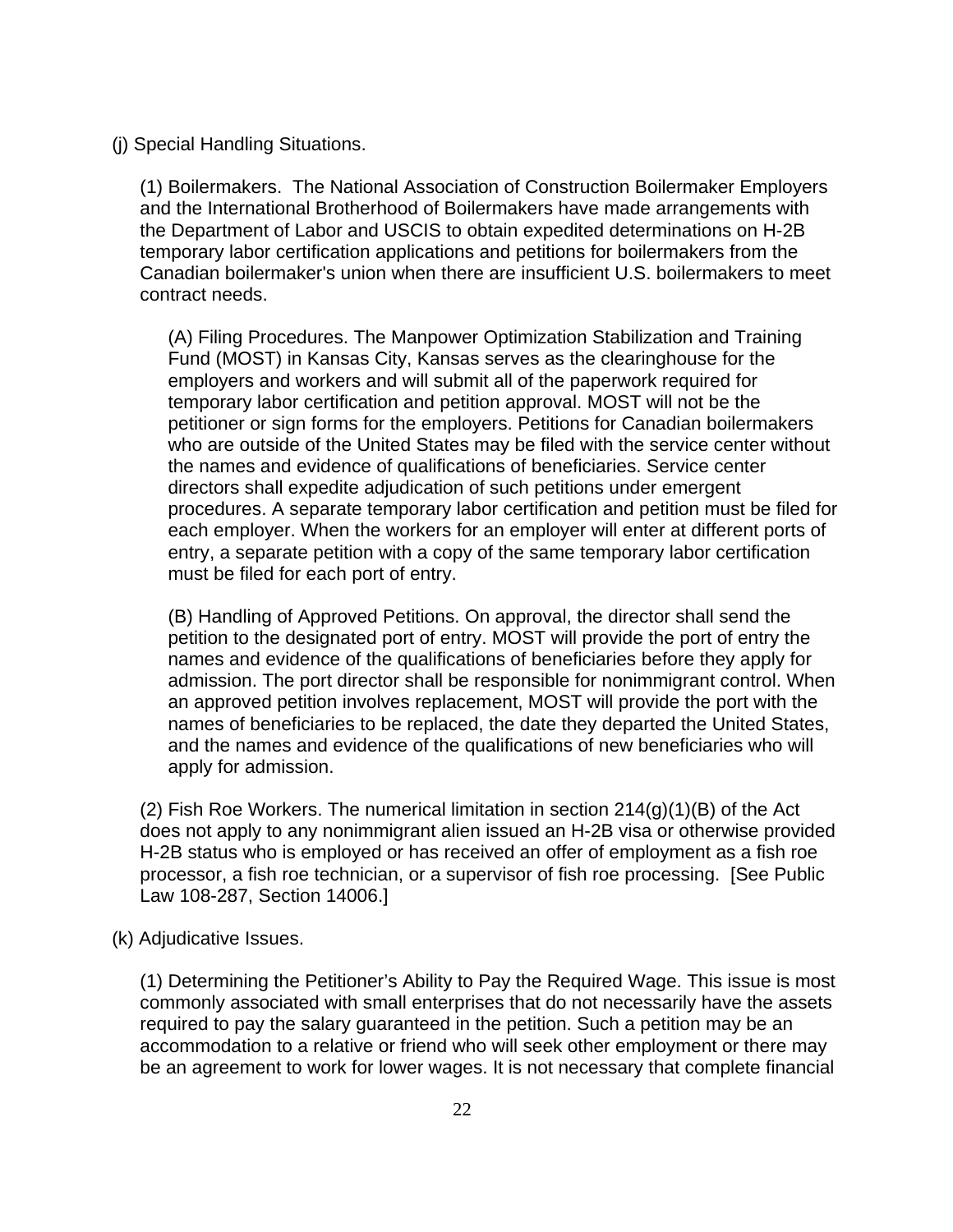(j) Special Handling Situations.

(1) Boilermakers. The National Association of Construction Boilermaker Employers and the International Brotherhood of Boilermakers have made arrangements with the Department of Labor and USCIS to obtain expedited determinations on H-2B temporary labor certification applications and petitions for boilermakers from the Canadian boilermaker's union when there are insufficient U.S. boilermakers to meet contract needs.

(A) Filing Procedures. The Manpower Optimization Stabilization and Training Fund (MOST) in Kansas City, Kansas serves as the clearinghouse for the employers and workers and will submit all of the paperwork required for temporary labor certification and petition approval. MOST will not be the petitioner or sign forms for the employers. Petitions for Canadian boilermakers who are outside of the United States may be filed with the service center without the names and evidence of qualifications of beneficiaries. Service center directors shall expedite adjudication of such petitions under emergent procedures. A separate temporary labor certification and petition must be filed for each employer. When the workers for an employer will enter at different ports of entry, a separate petition with a copy of the same temporary labor certification must be filed for each port of entry.

(B) Handling of Approved Petitions. On approval, the director shall send the petition to the designated port of entry. MOST will provide the port of entry the names and evidence of the qualifications of beneficiaries before they apply for admission. The port director shall be responsible for nonimmigrant control. When an approved petition involves replacement, MOST will provide the port with the names of beneficiaries to be replaced, the date they departed the United States, and the names and evidence of the qualifications of new beneficiaries who will apply for admission.

(2) Fish Roe Workers. The numerical limitation in section 214(g)(1)(B) of the Act does not apply to any nonimmigrant alien issued an H-2B visa or otherwise provided H-2B status who is employed or has received an offer of employment as a fish roe processor, a fish roe technician, or a supervisor of fish roe processing. [See Public Law 108-287, Section 14006.]

(k) Adjudicative Issues.

(1) Determining the Petitioner's Ability to Pay the Required Wage. This issue is most commonly associated with small enterprises that do not necessarily have the assets required to pay the salary guaranteed in the petition. Such a petition may be an accommodation to a relative or friend who will seek other employment or there may be an agreement to work for lower wages. It is not necessary that complete financial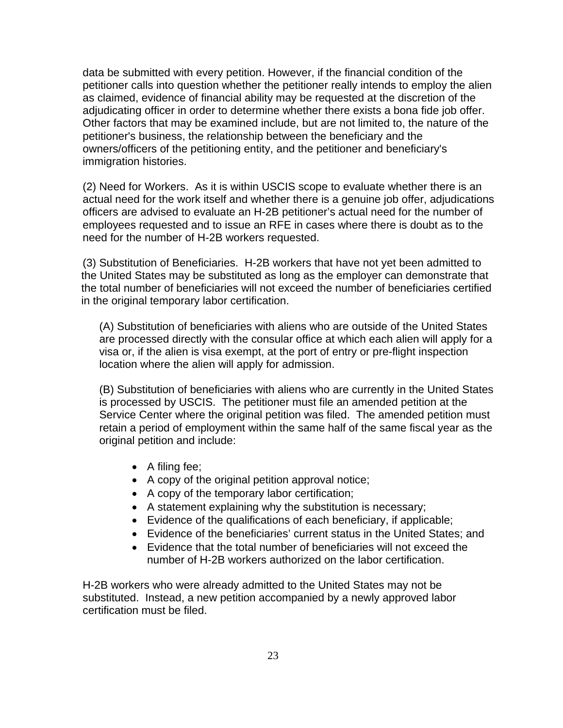data be submitted with every petition. However, if the financial condition of the petitioner calls into question whether the petitioner really intends to employ the alien as claimed, evidence of financial ability may be requested at the discretion of the adjudicating officer in order to determine whether there exists a bona fide job offer. Other factors that may be examined include, but are not limited to, the nature of the petitioner's business, the relationship between the beneficiary and the owners/officers of the petitioning entity, and the petitioner and beneficiary's immigration histories.

(2) Need for Workers. As it is within USCIS scope to evaluate whether there is an actual need for the work itself and whether there is a genuine job offer, adjudications officers are advised to evaluate an H-2B petitioner's actual need for the number of employees requested and to issue an RFE in cases where there is doubt as to the need for the number of H-2B workers requested.

(3) Substitution of Beneficiaries. H-2B workers that have not yet been admitted to the United States may be substituted as long as the employer can demonstrate that the total number of beneficiaries will not exceed the number of beneficiaries certified in the original temporary labor certification.

(A) Substitution of beneficiaries with aliens who are outside of the United States are processed directly with the consular office at which each alien will apply for a visa or, if the alien is visa exempt, at the port of entry or pre-flight inspection location where the alien will apply for admission.

(B) Substitution of beneficiaries with aliens who are currently in the United States is processed by USCIS. The petitioner must file an amended petition at the Service Center where the original petition was filed. The amended petition must retain a period of employment within the same half of the same fiscal year as the original petition and include:

- A filing fee;
- A copy of the original petition approval notice;
- A copy of the temporary labor certification;
- A statement explaining why the substitution is necessary;
- Evidence of the qualifications of each beneficiary, if applicable;
- Evidence of the beneficiaries' current status in the United States; and
- Evidence that the total number of beneficiaries will not exceed the number of H-2B workers authorized on the labor certification.

H-2B workers who were already admitted to the United States may not be substituted. Instead, a new petition accompanied by a newly approved labor certification must be filed.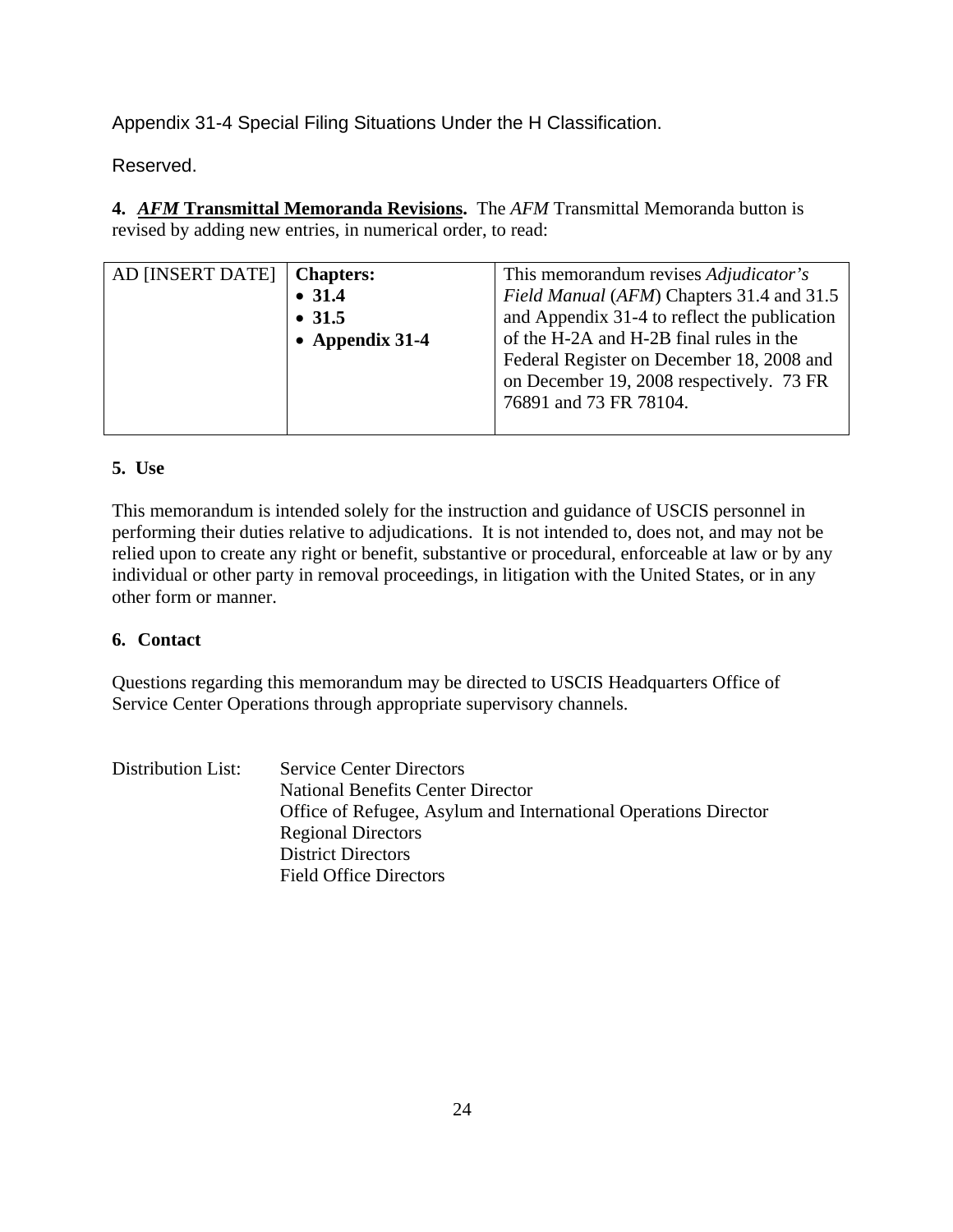Appendix 31-4 Special Filing Situations Under the H Classification.

Reserved.

**4. *AFM* Transmittal Memoranda Revisions.** The *AFM* Transmittal Memoranda button is revised by adding new entries, in numerical order, to read:

| | | |
|---|---|---|
| AD [INSERT DATE] | **Chapters:**<br>• **31.4**<br>• **31.5**<br>• **Appendix 31-4** | This memorandum revises *Adjudicator's Field Manual* (*AFM*) Chapters 31.4 and 31.5 and Appendix 31-4 to reflect the publication of the H-2A and H-2B final rules in the Federal Register on December 18, 2008 and on December 19, 2008 respectively. 73 FR 76891 and 73 FR 78104. |

**5. Use**

This memorandum is intended solely for the instruction and guidance of USCIS personnel in performing their duties relative to adjudications. It is not intended to, does not, and may not be relied upon to create any right or benefit, substantive or procedural, enforceable at law or by any individual or other party in removal proceedings, in litigation with the United States, or in any other form or manner.

**6. Contact**

Questions regarding this memorandum may be directed to USCIS Headquarters Office of Service Center Operations through appropriate supervisory channels.

Distribution List:
Service Center Directors
National Benefits Center Director
Office of Refugee, Asylum and International Operations Director
Regional Directors
District Directors
Field Office Directors